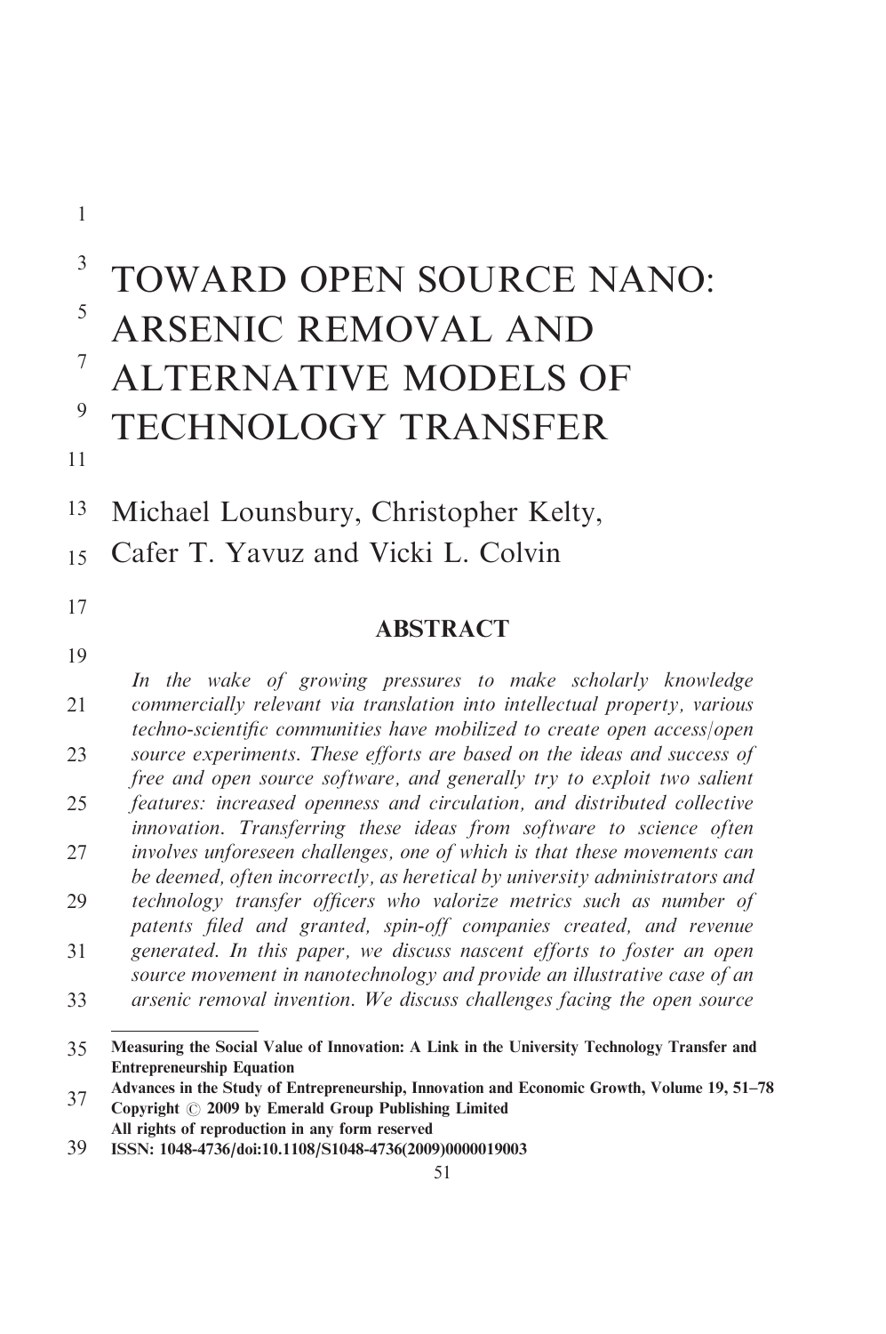# TOWARD OPEN SOURCE NANO: ARSENIC REMOVAL AND ALTERNATIVE MODELS OF TECHNOLOGY TRANSFER

Michael Lounsbury, Christopher Kelty, Cafer T. Yavuz and Vicki L. Colvin

## ABSTRACT

*In the wake of growing pressures to make scholarly knowledge commercially relevant via translation into intellectual property, various techno-scientific communities have mobilized to create open access/open source experiments. These efforts are based on the ideas and success of free and open source software, and generally try to exploit two salient features: increased openness and circulation, and distributed collective innovation. Transferring these ideas from software to science often involves unforeseen challenges, one of which is that these movements can be deemed, often incorrectly, as heretical by university administrators and technology transfer officers who valorize metrics such as number of patents filed and granted, spin-off companies created, and revenue generated. In this paper, we discuss nascent efforts to foster an open source movement in nanotechnology and provide an illustrative case of an arsenic removal invention. We discuss challenges facing the open source*

---

**Measuring the Social Value of Innovation: A Link in the University Technology Transfer and Entrepreneurship Equation**
**Advances in the Study of Entrepreneurship, Innovation and Economic Growth, Volume 19, 51–78**
**Copyright © 2009 by Emerald Group Publishing Limited**
**All rights of reproduction in any form reserved**
**ISSN: 1048-4736/doi:10.1108/S1048-4736(2009)0000019003**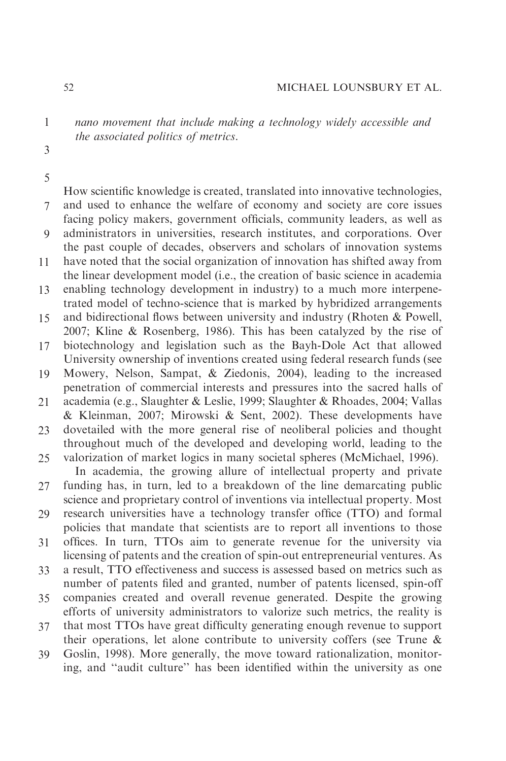*nano movement that include making a technology widely accessible and the associated politics of metrics.*

How scientific knowledge is created, translated into innovative technologies, and used to enhance the welfare of economy and society are core issues facing policy makers, government officials, community leaders, as well as administrators in universities, research institutes, and corporations. Over the past couple of decades, observers and scholars of innovation systems have noted that the social organization of innovation has shifted away from the linear development model (i.e., the creation of basic science in academia enabling technology development in industry) to a much more interpenetrated model of techno-science that is marked by hybridized arrangements and bidirectional flows between university and industry (Rhoten & Powell, 2007; Kline & Rosenberg, 1986). This has been catalyzed by the rise of biotechnology and legislation such as the Bayh-Dole Act that allowed University ownership of inventions created using federal research funds (see Mowery, Nelson, Sampat, & Ziedonis, 2004), leading to the increased penetration of commercial interests and pressures into the sacred halls of academia (e.g., Slaughter & Leslie, 1999; Slaughter & Rhoades, 2004; Vallas & Kleinman, 2007; Mirowski & Sent, 2002). These developments have dovetailed with the more general rise of neoliberal policies and thought throughout much of the developed and developing world, leading to the valorization of market logics in many societal spheres (McMichael, 1996).

In academia, the growing allure of intellectual property and private funding has, in turn, led to a breakdown of the line demarcating public science and proprietary control of inventions via intellectual property. Most research universities have a technology transfer office (TTO) and formal policies that mandate that scientists are to report all inventions to those offices. In turn, TTOs aim to generate revenue for the university via licensing of patents and the creation of spin-out entrepreneurial ventures. As a result, TTO effectiveness and success is assessed based on metrics such as number of patents filed and granted, number of patents licensed, spin-off companies created and overall revenue generated. Despite the growing efforts of university administrators to valorize such metrics, the reality is that most TTOs have great difficulty generating enough revenue to support their operations, let alone contribute to university coffers (see Trune & Goslin, 1998). More generally, the move toward rationalization, monitoring, and "audit culture" has been identified within the university as one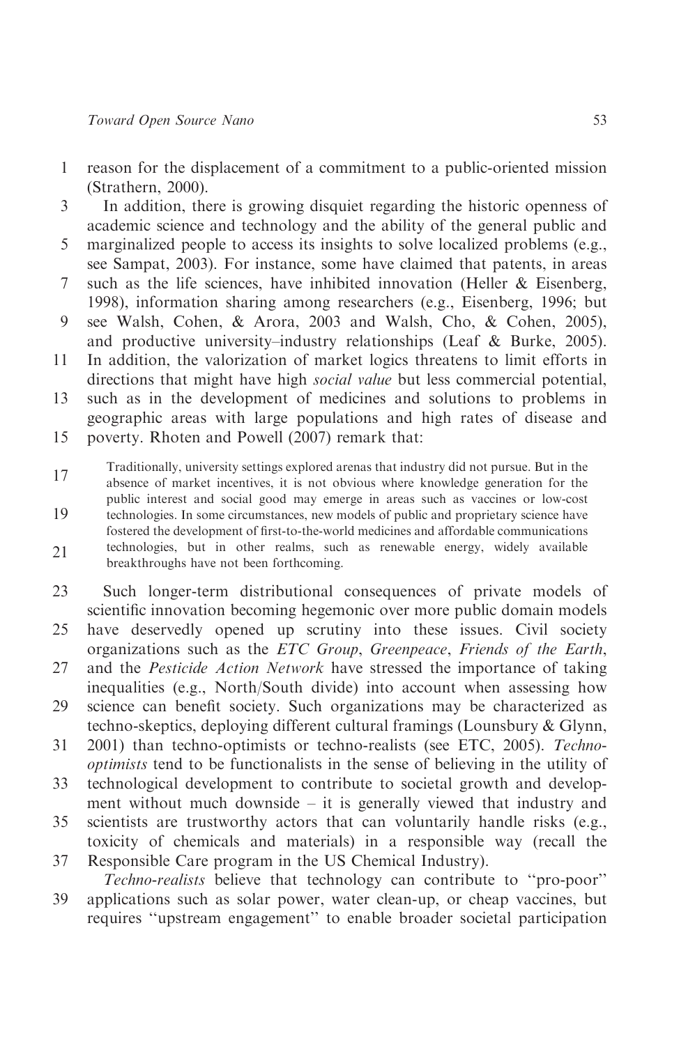reason for the displacement of a commitment to a public-oriented mission (Strathern, 2000).

In addition, there is growing disquiet regarding the historic openness of academic science and technology and the ability of the general public and marginalized people to access its insights to solve localized problems (e.g., see Sampat, 2003). For instance, some have claimed that patents, in areas such as the life sciences, have inhibited innovation (Heller & Eisenberg, 1998), information sharing among researchers (e.g., Eisenberg, 1996; but see Walsh, Cohen, & Arora, 2003 and Walsh, Cho, & Cohen, 2005), and productive university–industry relationships (Leaf & Burke, 2005). In addition, the valorization of market logics threatens to limit efforts in directions that might have high *social value* but less commercial potential, such as in the development of medicines and solutions to problems in geographic areas with large populations and high rates of disease and poverty. Rhoten and Powell (2007) remark that:

> Traditionally, university settings explored arenas that industry did not pursue. But in the absence of market incentives, it is not obvious where knowledge generation for the public interest and social good may emerge in areas such as vaccines or low-cost technologies. In some circumstances, new models of public and proprietary science have fostered the development of first-to-the-world medicines and affordable communications technologies, but in other realms, such as renewable energy, widely available breakthroughs have not been forthcoming.

Such longer-term distributional consequences of private models of scientific innovation becoming hegemonic over more public domain models have deservedly opened up scrutiny into these issues. Civil society organizations such as the *ETC Group*, *Greenpeace*, *Friends of the Earth*, and the *Pesticide Action Network* have stressed the importance of taking inequalities (e.g., North/South divide) into account when assessing how science can benefit society. Such organizations may be characterized as techno-skeptics, deploying different cultural framings (Lounsbury & Glynn, 2001) than techno-optimists or techno-realists (see ETC, 2005). *Techno-optimists* tend to be functionalists in the sense of believing in the utility of technological development to contribute to societal growth and development without much downside – it is generally viewed that industry and scientists are trustworthy actors that can voluntarily handle risks (e.g., toxicity of chemicals and materials) in a responsible way (recall the Responsible Care program in the US Chemical Industry).

*Techno-realists* believe that technology can contribute to ''pro-poor'' applications such as solar power, water clean-up, or cheap vaccines, but requires ''upstream engagement'' to enable broader societal participation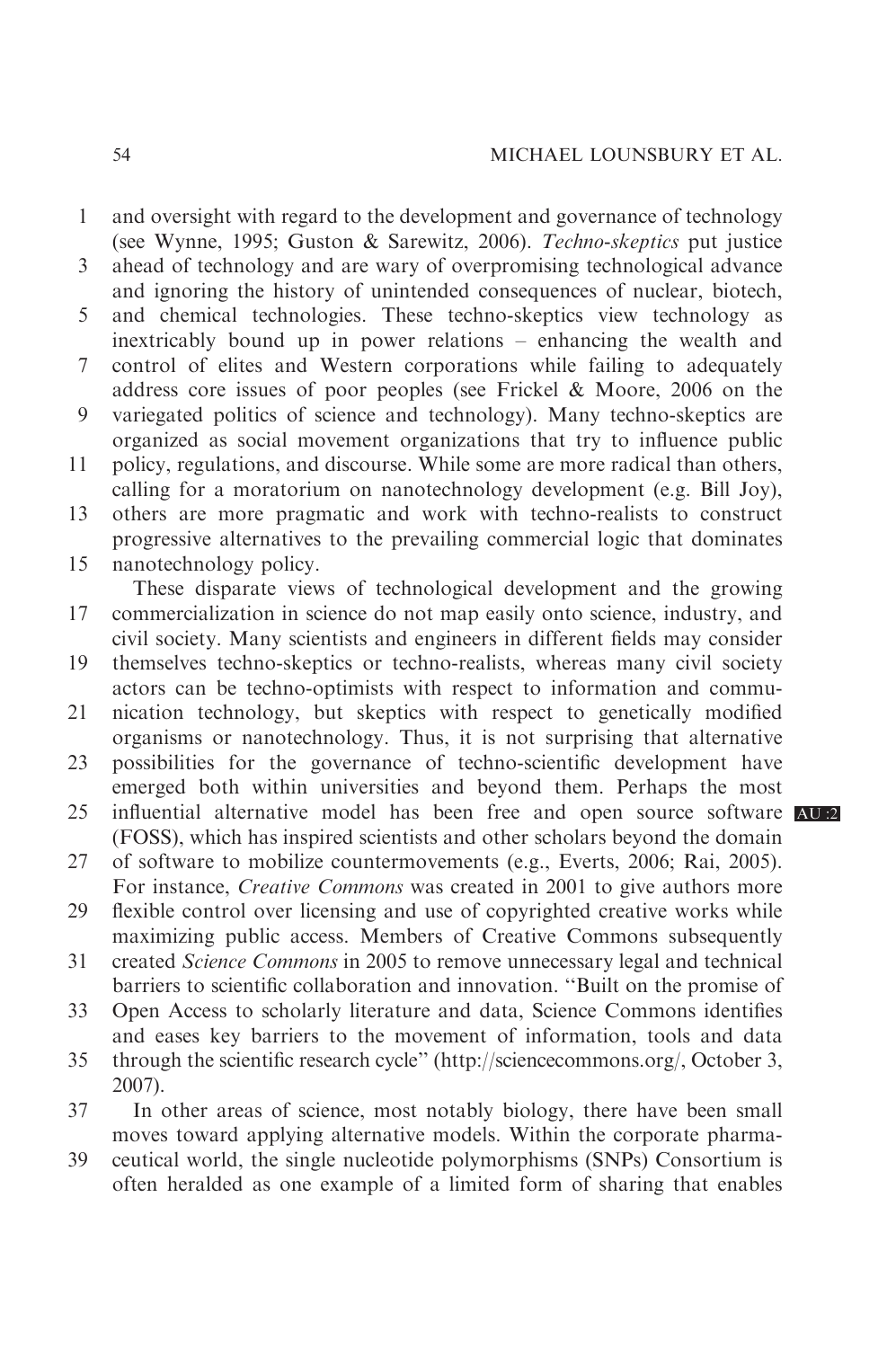and oversight with regard to the development and governance of technology (see Wynne, 1995; Guston & Sarewitz, 2006). *Techno-skeptics* put justice ahead of technology and are wary of overpromising technological advance and ignoring the history of unintended consequences of nuclear, biotech, and chemical technologies. These techno-skeptics view technology as inextricably bound up in power relations – enhancing the wealth and control of elites and Western corporations while failing to adequately address core issues of poor peoples (see Frickel & Moore, 2006 on the variegated politics of science and technology). Many techno-skeptics are organized as social movement organizations that try to influence public policy, regulations, and discourse. While some are more radical than others, calling for a moratorium on nanotechnology development (e.g. Bill Joy), others are more pragmatic and work with techno-realists to construct progressive alternatives to the prevailing commercial logic that dominates nanotechnology policy.

These disparate views of technological development and the growing commercialization in science do not map easily onto science, industry, and civil society. Many scientists and engineers in different fields may consider themselves techno-skeptics or techno-realists, whereas many civil society actors can be techno-optimists with respect to information and communication technology, but skeptics with respect to genetically modified organisms or nanotechnology. Thus, it is not surprising that alternative possibilities for the governance of techno-scientific development have emerged both within universities and beyond them. Perhaps the most influential alternative model has been free and open source software (FOSS), which has inspired scientists and other scholars beyond the domain of software to mobilize countermovements (e.g., Everts, 2006; Rai, 2005). For instance, *Creative Commons* was created in 2001 to give authors more flexible control over licensing and use of copyrighted creative works while maximizing public access. Members of Creative Commons subsequently created *Science Commons* in 2005 to remove unnecessary legal and technical barriers to scientific collaboration and innovation. "Built on the promise of Open Access to scholarly literature and data, Science Commons identifies and eases key barriers to the movement of information, tools and data through the scientific research cycle" (http://sciencecommons.org/, October 3, 2007).

In other areas of science, most notably biology, there have been small moves toward applying alternative models. Within the corporate pharmaceutical world, the single nucleotide polymorphisms (SNPs) Consortium is often heralded as one example of a limited form of sharing that enables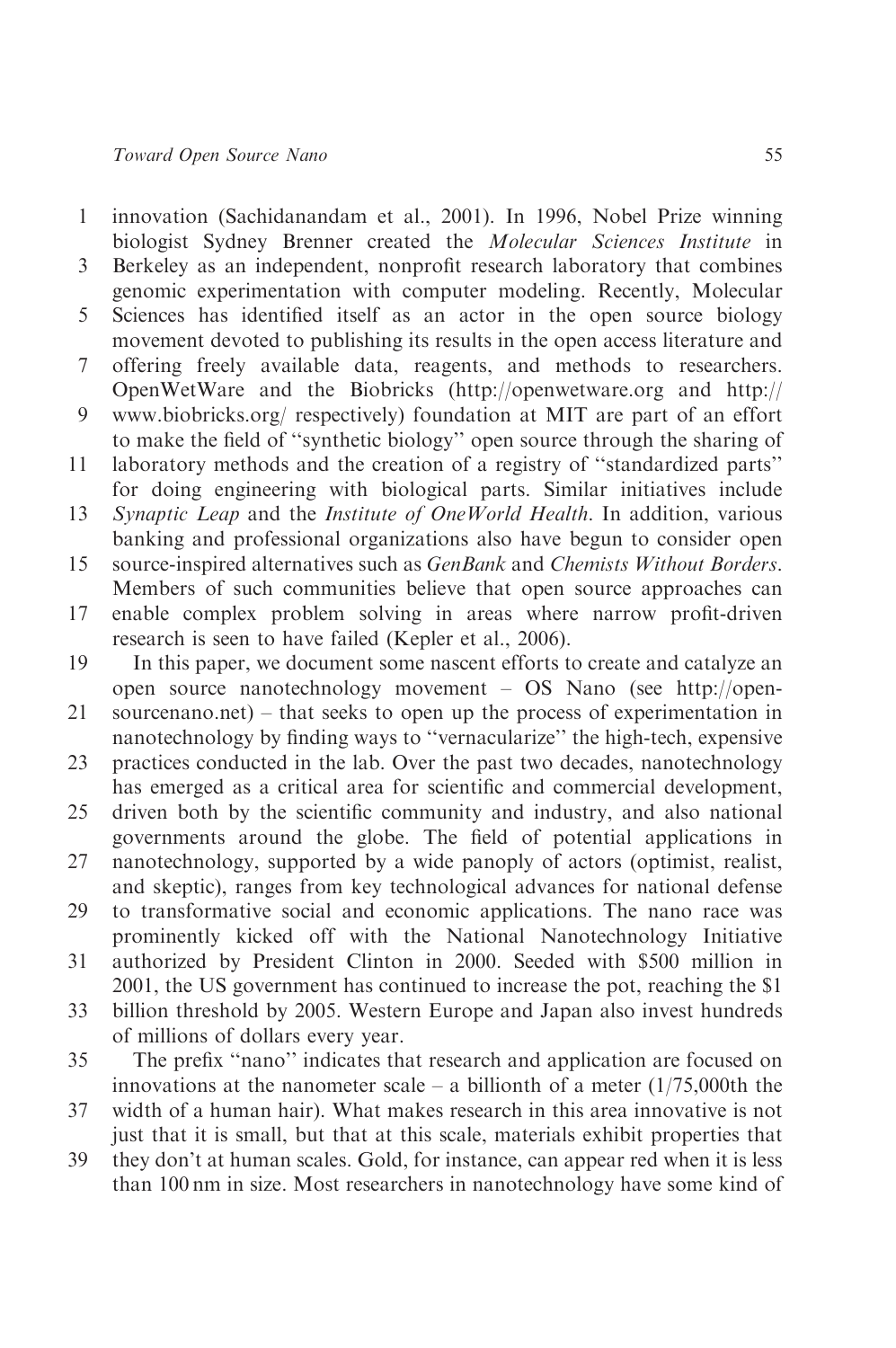innovation (Sachidanandam et al., 2001). In 1996, Nobel Prize winning biologist Sydney Brenner created the *Molecular Sciences Institute* in Berkeley as an independent, nonprofit research laboratory that combines genomic experimentation with computer modeling. Recently, Molecular Sciences has identified itself as an actor in the open source biology movement devoted to publishing its results in the open access literature and offering freely available data, reagents, and methods to researchers. OpenWetWare and the Biobricks (http://openwetware.org and http://www.biobricks.org/ respectively) foundation at MIT are part of an effort to make the field of ''synthetic biology'' open source through the sharing of laboratory methods and the creation of a registry of ''standardized parts'' for doing engineering with biological parts. Similar initiatives include *Synaptic Leap* and the *Institute of OneWorld Health*. In addition, various banking and professional organizations also have begun to consider open source-inspired alternatives such as *GenBank* and *Chemists Without Borders*. Members of such communities believe that open source approaches can enable complex problem solving in areas where narrow profit-driven research is seen to have failed (Kepler et al., 2006).

In this paper, we document some nascent efforts to create and catalyze an open source nanotechnology movement – OS Nano (see http://opensourcenano.net) – that seeks to open up the process of experimentation in nanotechnology by finding ways to ''vernacularize'' the high-tech, expensive practices conducted in the lab. Over the past two decades, nanotechnology has emerged as a critical area for scientific and commercial development, driven both by the scientific community and industry, and also national governments around the globe. The field of potential applications in nanotechnology, supported by a wide panoply of actors (optimist, realist, and skeptic), ranges from key technological advances for national defense to transformative social and economic applications. The nano race was prominently kicked off with the National Nanotechnology Initiative authorized by President Clinton in 2000. Seeded with $500 million in 2001, the US government has continued to increase the pot, reaching the $1 billion threshold by 2005. Western Europe and Japan also invest hundreds of millions of dollars every year.

The prefix ''nano'' indicates that research and application are focused on innovations at the nanometer scale – a billionth of a meter (1/75,000th the width of a human hair). What makes research in this area innovative is not just that it is small, but that at this scale, materials exhibit properties that they don't at human scales. Gold, for instance, can appear red when it is less than 100 nm in size. Most researchers in nanotechnology have some kind of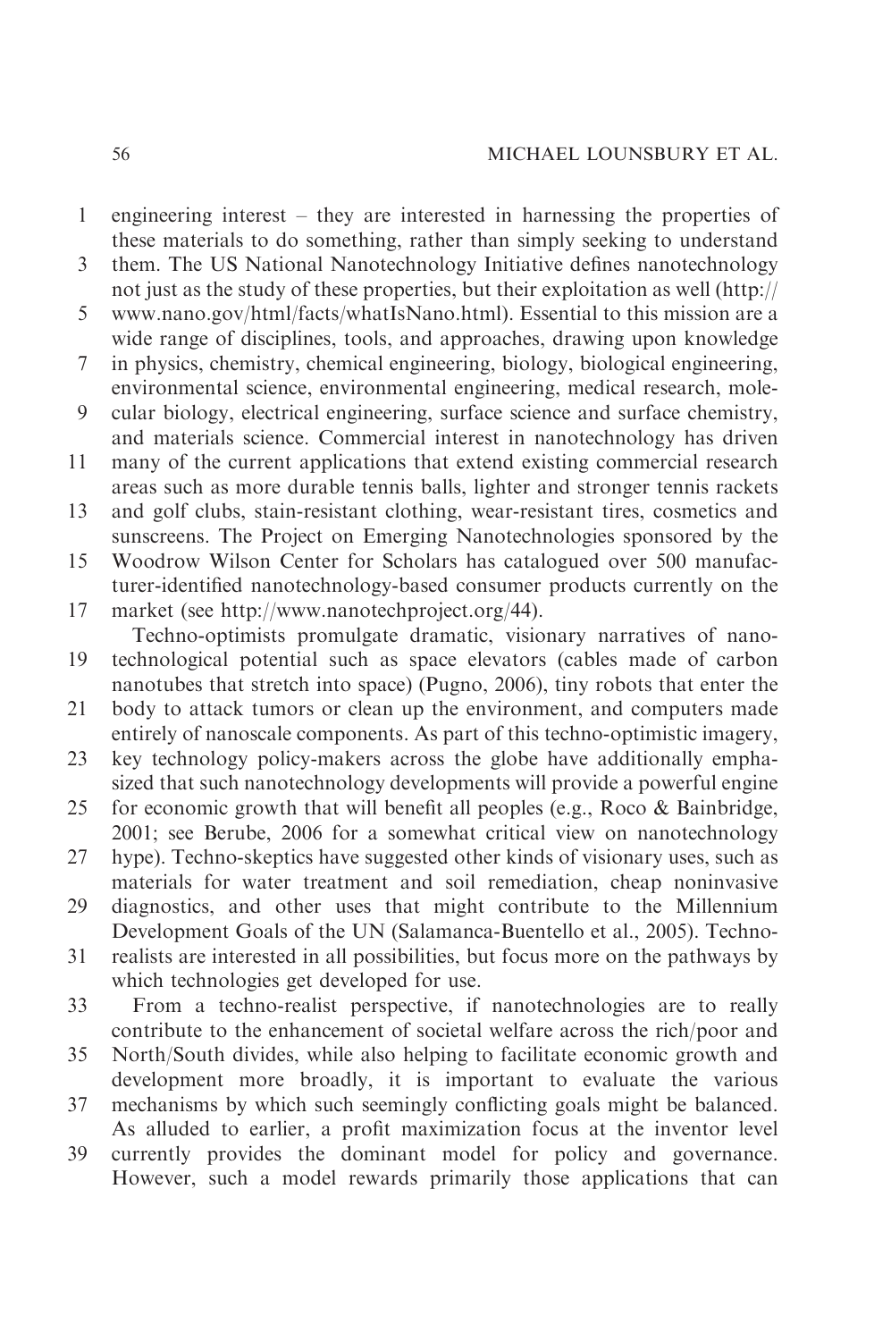engineering interest – they are interested in harnessing the properties of these materials to do something, rather than simply seeking to understand them. The US National Nanotechnology Initiative defines nanotechnology not just as the study of these properties, but their exploitation as well (http://www.nano.gov/html/facts/whatIsNano.html). Essential to this mission are a wide range of disciplines, tools, and approaches, drawing upon knowledge in physics, chemistry, chemical engineering, biology, biological engineering, environmental science, environmental engineering, medical research, molecular biology, electrical engineering, surface science and surface chemistry, and materials science. Commercial interest in nanotechnology has driven many of the current applications that extend existing commercial research areas such as more durable tennis balls, lighter and stronger tennis rackets and golf clubs, stain-resistant clothing, wear-resistant tires, cosmetics and sunscreens. The Project on Emerging Nanotechnologies sponsored by the Woodrow Wilson Center for Scholars has catalogued over 500 manufacturer-identified nanotechnology-based consumer products currently on the market (see http://www.nanotechproject.org/44).

Techno-optimists promulgate dramatic, visionary narratives of nanotechnological potential such as space elevators (cables made of carbon nanotubes that stretch into space) (Pugno, 2006), tiny robots that enter the body to attack tumors or clean up the environment, and computers made entirely of nanoscale components. As part of this techno-optimistic imagery, key technology policy-makers across the globe have additionally emphasized that such nanotechnology developments will provide a powerful engine for economic growth that will benefit all peoples (e.g., Roco & Bainbridge, 2001; see Berube, 2006 for a somewhat critical view on nanotechnology hype). Techno-skeptics have suggested other kinds of visionary uses, such as materials for water treatment and soil remediation, cheap noninvasive diagnostics, and other uses that might contribute to the Millennium Development Goals of the UN (Salamanca-Buentello et al., 2005). Techno-realists are interested in all possibilities, but focus more on the pathways by which technologies get developed for use.

From a techno-realist perspective, if nanotechnologies are to really contribute to the enhancement of societal welfare across the rich/poor and North/South divides, while also helping to facilitate economic growth and development more broadly, it is important to evaluate the various mechanisms by which such seemingly conflicting goals might be balanced. As alluded to earlier, a profit maximization focus at the inventor level currently provides the dominant model for policy and governance. However, such a model rewards primarily those applications that can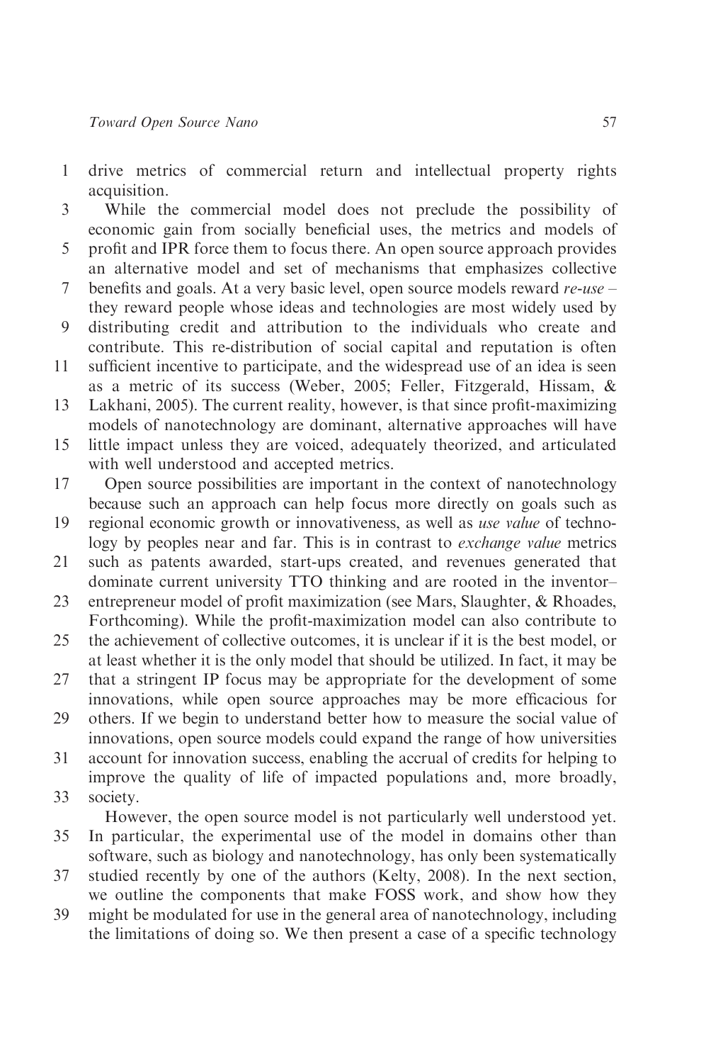drive metrics of commercial return and intellectual property rights acquisition.

While the commercial model does not preclude the possibility of economic gain from socially beneficial uses, the metrics and models of profit and IPR force them to focus there. An open source approach provides an alternative model and set of mechanisms that emphasizes collective benefits and goals. At a very basic level, open source models reward *re-use* – they reward people whose ideas and technologies are most widely used by distributing credit and attribution to the individuals who create and contribute. This re-distribution of social capital and reputation is often sufficient incentive to participate, and the widespread use of an idea is seen as a metric of its success (Weber, 2005; Feller, Fitzgerald, Hissam, & Lakhani, 2005). The current reality, however, is that since profit-maximizing models of nanotechnology are dominant, alternative approaches will have little impact unless they are voiced, adequately theorized, and articulated with well understood and accepted metrics.

Open source possibilities are important in the context of nanotechnology because such an approach can help focus more directly on goals such as regional economic growth or innovativeness, as well as *use value* of technology by peoples near and far. This is in contrast to *exchange value* metrics such as patents awarded, start-ups created, and revenues generated that dominate current university TTO thinking and are rooted in the inventor–entrepreneur model of profit maximization (see Mars, Slaughter, & Rhoades, Forthcoming). While the profit-maximization model can also contribute to the achievement of collective outcomes, it is unclear if it is the best model, or at least whether it is the only model that should be utilized. In fact, it may be that a stringent IP focus may be appropriate for the development of some innovations, while open source approaches may be more efficacious for others. If we begin to understand better how to measure the social value of innovations, open source models could expand the range of how universities account for innovation success, enabling the accrual of credits for helping to improve the quality of life of impacted populations and, more broadly, society.

However, the open source model is not particularly well understood yet. In particular, the experimental use of the model in domains other than software, such as biology and nanotechnology, has only been systematically studied recently by one of the authors (Kelty, 2008). In the next section, we outline the components that make FOSS work, and show how they might be modulated for use in the general area of nanotechnology, including the limitations of doing so. We then present a case of a specific technology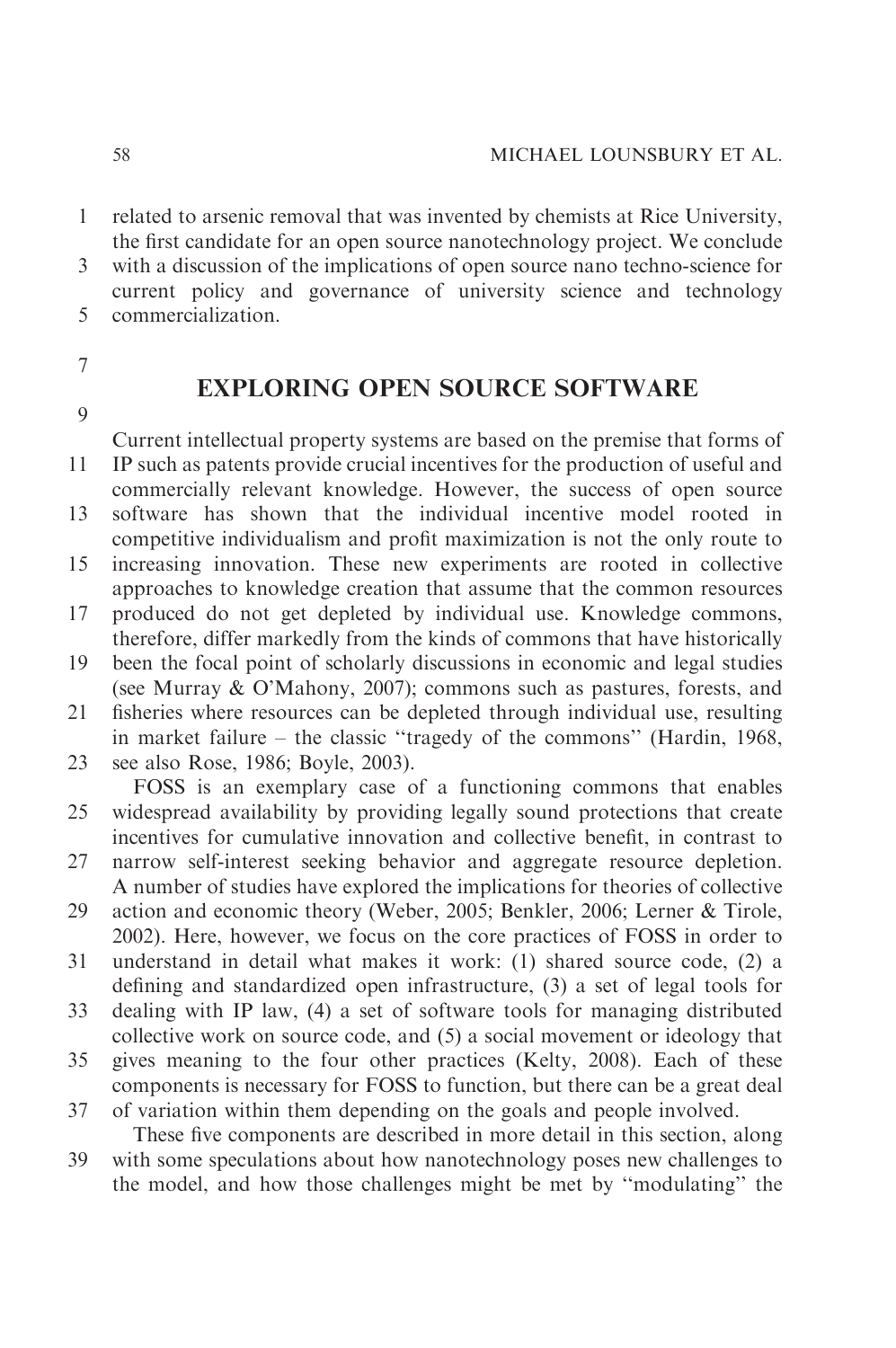related to arsenic removal that was invented by chemists at Rice University, the first candidate for an open source nanotechnology project. We conclude with a discussion of the implications of open source nano techno-science for current policy and governance of university science and technology commercialization.

## EXPLORING OPEN SOURCE SOFTWARE

Current intellectual property systems are based on the premise that forms of IP such as patents provide crucial incentives for the production of useful and commercially relevant knowledge. However, the success of open source software has shown that the individual incentive model rooted in competitive individualism and profit maximization is not the only route to increasing innovation. These new experiments are rooted in collective approaches to knowledge creation that assume that the common resources produced do not get depleted by individual use. Knowledge commons, therefore, differ markedly from the kinds of commons that have historically been the focal point of scholarly discussions in economic and legal studies (see Murray & O'Mahony, 2007); commons such as pastures, forests, and fisheries where resources can be depleted through individual use, resulting in market failure – the classic "tragedy of the commons" (Hardin, 1968, see also Rose, 1986; Boyle, 2003).

FOSS is an exemplary case of a functioning commons that enables widespread availability by providing legally sound protections that create incentives for cumulative innovation and collective benefit, in contrast to narrow self-interest seeking behavior and aggregate resource depletion. A number of studies have explored the implications for theories of collective action and economic theory (Weber, 2005; Benkler, 2006; Lerner & Tirole, 2002). Here, however, we focus on the core practices of FOSS in order to understand in detail what makes it work: (1) shared source code, (2) a defining and standardized open infrastructure, (3) a set of legal tools for dealing with IP law, (4) a set of software tools for managing distributed collective work on source code, and (5) a social movement or ideology that gives meaning to the four other practices (Kelty, 2008). Each of these components is necessary for FOSS to function, but there can be a great deal of variation within them depending on the goals and people involved.

These five components are described in more detail in this section, along with some speculations about how nanotechnology poses new challenges to the model, and how those challenges might be met by "modulating" the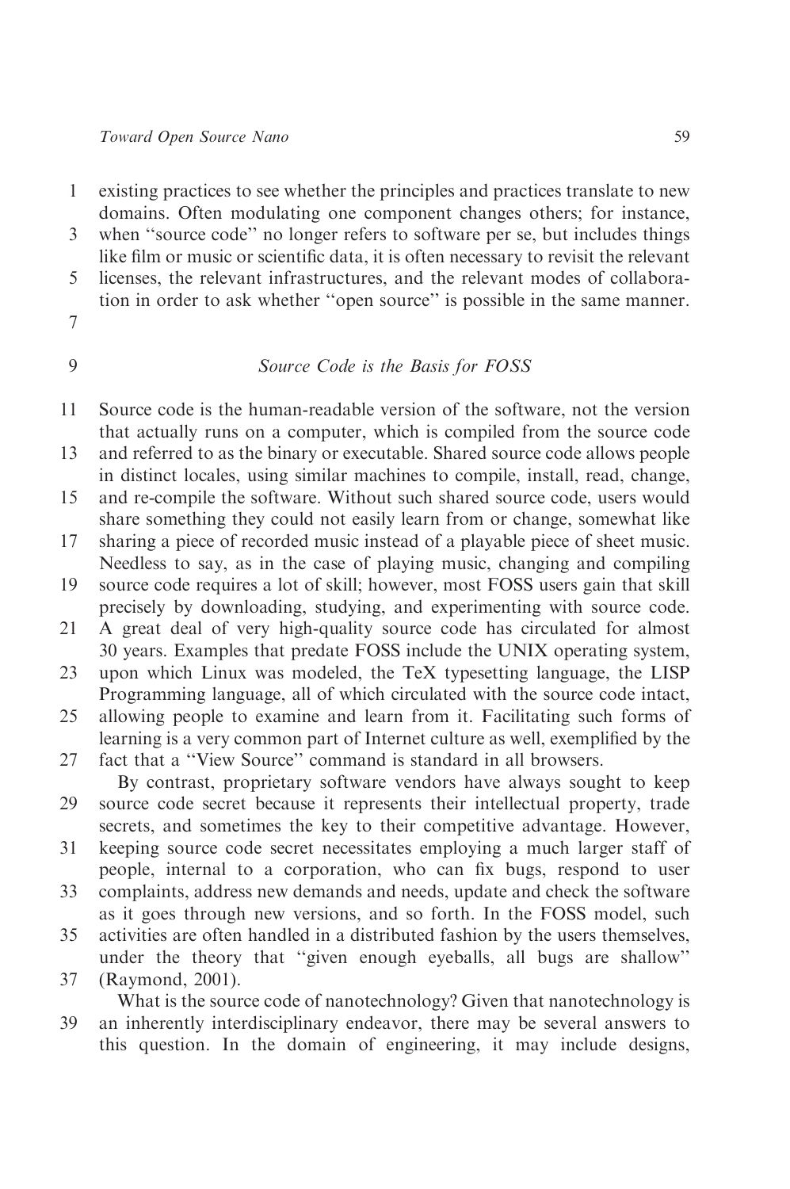existing practices to see whether the principles and practices translate to new domains. Often modulating one component changes others; for instance, when "source code" no longer refers to software per se, but includes things like film or music or scientific data, it is often necessary to revisit the relevant licenses, the relevant infrastructures, and the relevant modes of collaboration in order to ask whether "open source" is possible in the same manner.

### *Source Code is the Basis for FOSS*

Source code is the human-readable version of the software, not the version that actually runs on a computer, which is compiled from the source code and referred to as the binary or executable. Shared source code allows people in distinct locales, using similar machines to compile, install, read, change, and re-compile the software. Without such shared source code, users would share something they could not easily learn from or change, somewhat like sharing a piece of recorded music instead of a playable piece of sheet music. Needless to say, as in the case of playing music, changing and compiling source code requires a lot of skill; however, most FOSS users gain that skill precisely by downloading, studying, and experimenting with source code. A great deal of very high-quality source code has circulated for almost 30 years. Examples that predate FOSS include the UNIX operating system, upon which Linux was modeled, the TeX typesetting language, the LISP Programming language, all of which circulated with the source code intact, allowing people to examine and learn from it. Facilitating such forms of learning is a very common part of Internet culture as well, exemplified by the fact that a "View Source" command is standard in all browsers.

By contrast, proprietary software vendors have always sought to keep source code secret because it represents their intellectual property, trade secrets, and sometimes the key to their competitive advantage. However, keeping source code secret necessitates employing a much larger staff of people, internal to a corporation, who can fix bugs, respond to user complaints, address new demands and needs, update and check the software as it goes through new versions, and so forth. In the FOSS model, such activities are often handled in a distributed fashion by the users themselves, under the theory that "given enough eyeballs, all bugs are shallow" (Raymond, 2001).

What is the source code of nanotechnology? Given that nanotechnology is an inherently interdisciplinary endeavor, there may be several answers to this question. In the domain of engineering, it may include designs,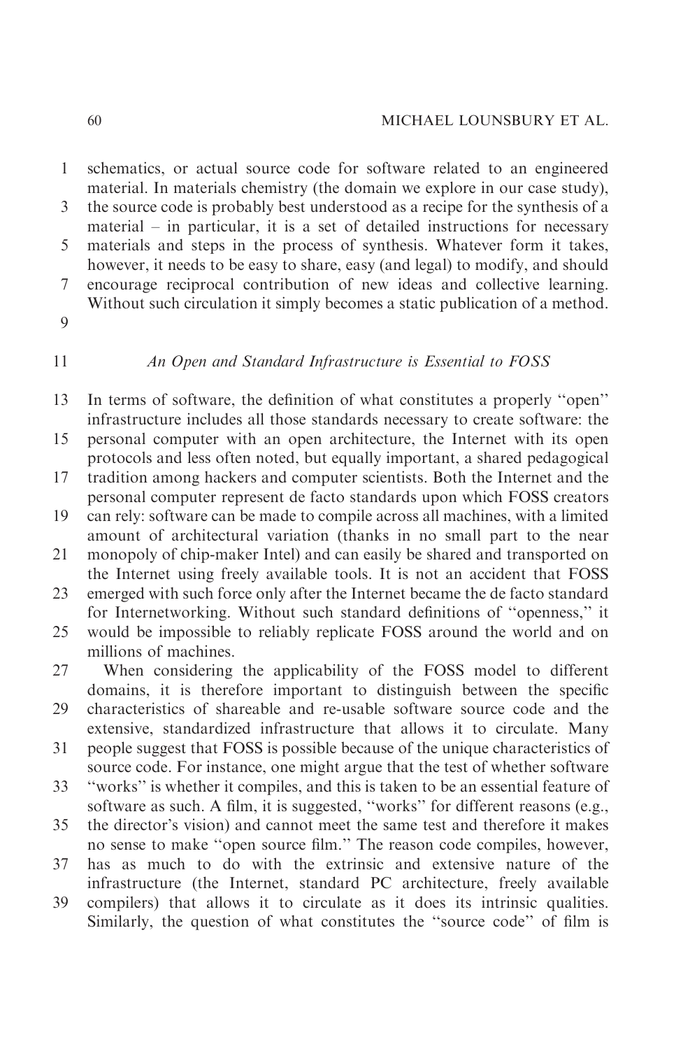schematics, or actual source code for software related to an engineered material. In materials chemistry (the domain we explore in our case study), the source code is probably best understood as a recipe for the synthesis of a material – in particular, it is a set of detailed instructions for necessary materials and steps in the process of synthesis. Whatever form it takes, however, it needs to be easy to share, easy (and legal) to modify, and should encourage reciprocal contribution of new ideas and collective learning. Without such circulation it simply becomes a static publication of a method.

### *An Open and Standard Infrastructure is Essential to FOSS*

In terms of software, the definition of what constitutes a properly "open" infrastructure includes all those standards necessary to create software: the personal computer with an open architecture, the Internet with its open protocols and less often noted, but equally important, a shared pedagogical tradition among hackers and computer scientists. Both the Internet and the personal computer represent de facto standards upon which FOSS creators can rely: software can be made to compile across all machines, with a limited amount of architectural variation (thanks in no small part to the near monopoly of chip-maker Intel) and can easily be shared and transported on the Internet using freely available tools. It is not an accident that FOSS emerged with such force only after the Internet became the de facto standard for Internetworking. Without such standard definitions of "openness," it would be impossible to reliably replicate FOSS around the world and on millions of machines.

When considering the applicability of the FOSS model to different domains, it is therefore important to distinguish between the specific characteristics of shareable and re-usable software source code and the extensive, standardized infrastructure that allows it to circulate. Many people suggest that FOSS is possible because of the unique characteristics of source code. For instance, one might argue that the test of whether software "works" is whether it compiles, and this is taken to be an essential feature of software as such. A film, it is suggested, "works" for different reasons (e.g., the director's vision) and cannot meet the same test and therefore it makes no sense to make "open source film." The reason code compiles, however, has as much to do with the extrinsic and extensive nature of the infrastructure (the Internet, standard PC architecture, freely available compilers) that allows it to circulate as it does its intrinsic qualities. Similarly, the question of what constitutes the "source code" of film is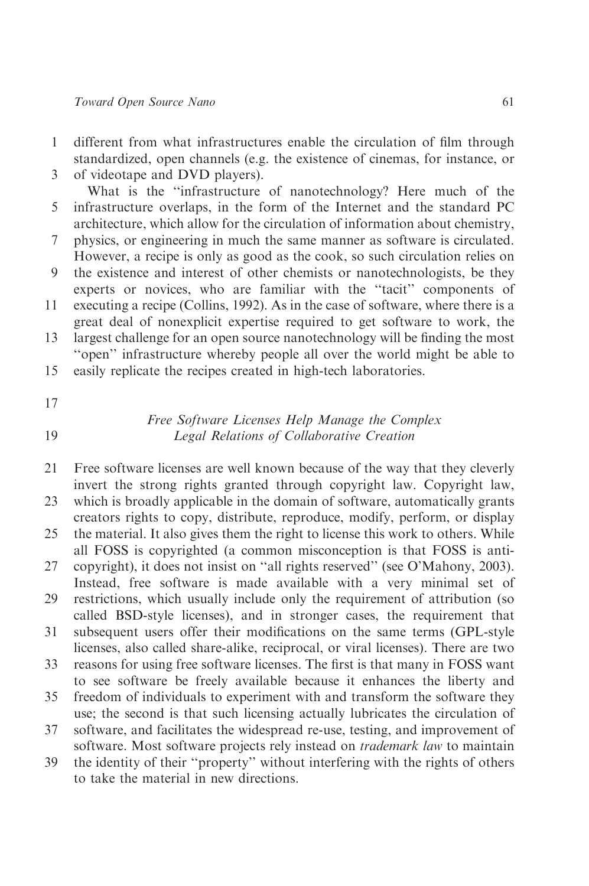different from what infrastructures enable the circulation of film through standardized, open channels (e.g. the existence of cinemas, for instance, or of videotape and DVD players).

What is the "infrastructure of nanotechnology? Here much of the infrastructure overlaps, in the form of the Internet and the standard PC architecture, which allow for the circulation of information about chemistry, physics, or engineering in much the same manner as software is circulated. However, a recipe is only as good as the cook, so such circulation relies on the existence and interest of other chemists or nanotechnologists, be they experts or novices, who are familiar with the "tacit" components of executing a recipe (Collins, 1992). As in the case of software, where there is a great deal of nonexplicit expertise required to get software to work, the largest challenge for an open source nanotechnology will be finding the most "open" infrastructure whereby people all over the world might be able to easily replicate the recipes created in high-tech laboratories.

### *Free Software Licenses Help Manage the Complex Legal Relations of Collaborative Creation*

Free software licenses are well known because of the way that they cleverly invert the strong rights granted through copyright law. Copyright law, which is broadly applicable in the domain of software, automatically grants creators rights to copy, distribute, reproduce, modify, perform, or display the material. It also gives them the right to license this work to others. While all FOSS is copyrighted (a common misconception is that FOSS is anti-copyright), it does not insist on "all rights reserved" (see O'Mahony, 2003). Instead, free software is made available with a very minimal set of restrictions, which usually include only the requirement of attribution (so called BSD-style licenses), and in stronger cases, the requirement that subsequent users offer their modifications on the same terms (GPL-style licenses, also called share-alike, reciprocal, or viral licenses). There are two reasons for using free software licenses. The first is that many in FOSS want to see software be freely available because it enhances the liberty and freedom of individuals to experiment with and transform the software they use; the second is that such licensing actually lubricates the circulation of software, and facilitates the widespread re-use, testing, and improvement of software. Most software projects rely instead on *trademark law* to maintain the identity of their "property" without interfering with the rights of others to take the material in new directions.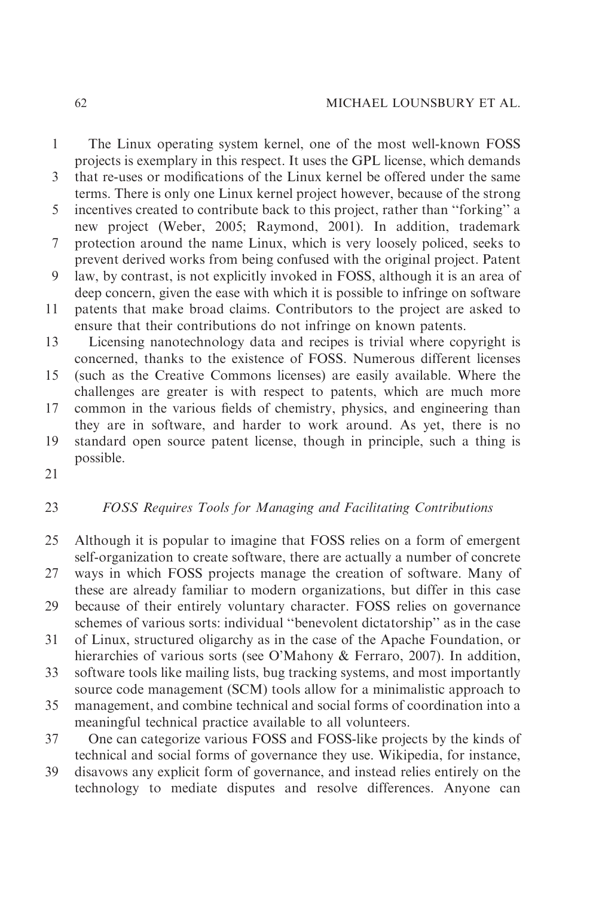The Linux operating system kernel, one of the most well-known FOSS projects is exemplary in this respect. It uses the GPL license, which demands that re-uses or modifications of the Linux kernel be offered under the same terms. There is only one Linux kernel project however, because of the strong incentives created to contribute back to this project, rather than ''forking'' a new project (Weber, 2005; Raymond, 2001). In addition, trademark protection around the name Linux, which is very loosely policed, seeks to prevent derived works from being confused with the original project. Patent law, by contrast, is not explicitly invoked in FOSS, although it is an area of deep concern, given the ease with which it is possible to infringe on software patents that make broad claims. Contributors to the project are asked to ensure that their contributions do not infringe on known patents.

Licensing nanotechnology data and recipes is trivial where copyright is concerned, thanks to the existence of FOSS. Numerous different licenses (such as the Creative Commons licenses) are easily available. Where the challenges are greater is with respect to patents, which are much more common in the various fields of chemistry, physics, and engineering than they are in software, and harder to work around. As yet, there is no standard open source patent license, though in principle, such a thing is possible.

### *FOSS Requires Tools for Managing and Facilitating Contributions*

Although it is popular to imagine that FOSS relies on a form of emergent self-organization to create software, there are actually a number of concrete ways in which FOSS projects manage the creation of software. Many of these are already familiar to modern organizations, but differ in this case because of their entirely voluntary character. FOSS relies on governance schemes of various sorts: individual ''benevolent dictatorship'' as in the case of Linux, structured oligarchy as in the case of the Apache Foundation, or hierarchies of various sorts (see O'Mahony & Ferraro, 2007). In addition, software tools like mailing lists, bug tracking systems, and most importantly source code management (SCM) tools allow for a minimalistic approach to management, and combine technical and social forms of coordination into a meaningful technical practice available to all volunteers.

One can categorize various FOSS and FOSS-like projects by the kinds of technical and social forms of governance they use. Wikipedia, for instance, disavows any explicit form of governance, and instead relies entirely on the technology to mediate disputes and resolve differences. Anyone can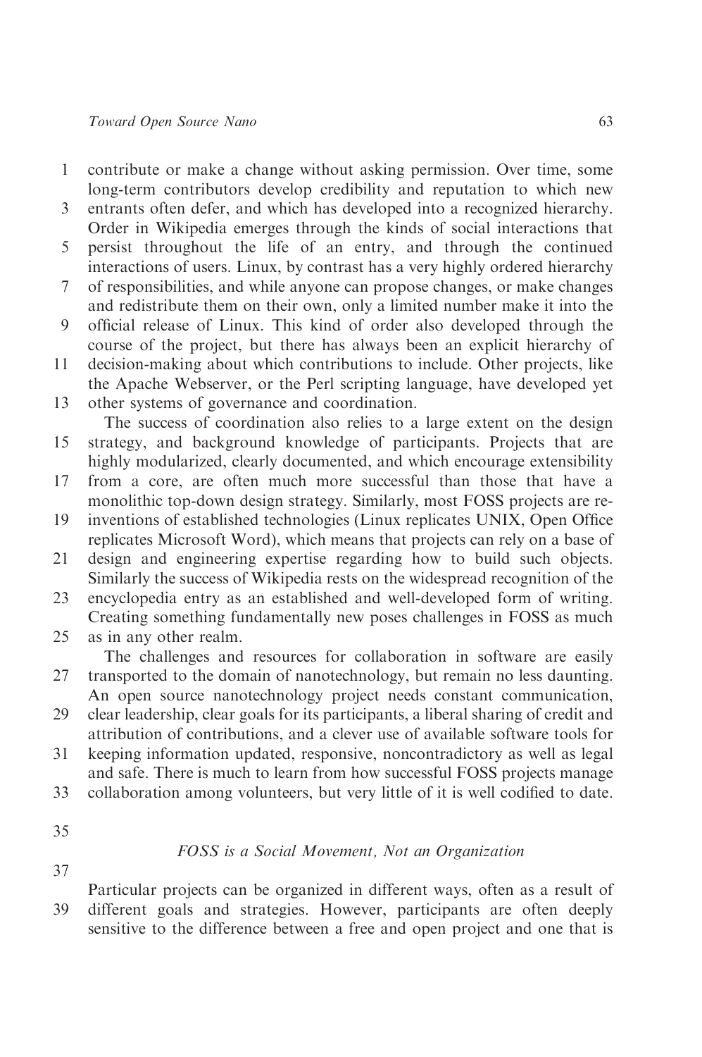contribute or make a change without asking permission. Over time, some long-term contributors develop credibility and reputation to which new entrants often defer, and which has developed into a recognized hierarchy. Order in Wikipedia emerges through the kinds of social interactions that persist throughout the life of an entry, and through the continued interactions of users. Linux, by contrast has a very highly ordered hierarchy of responsibilities, and while anyone can propose changes, or make changes and redistribute them on their own, only a limited number make it into the official release of Linux. This kind of order also developed through the course of the project, but there has always been an explicit hierarchy of decision-making about which contributions to include. Other projects, like the Apache Webserver, or the Perl scripting language, have developed yet other systems of governance and coordination.

The success of coordination also relies to a large extent on the design strategy, and background knowledge of participants. Projects that are highly modularized, clearly documented, and which encourage extensibility from a core, are often much more successful than those that have a monolithic top-down design strategy. Similarly, most FOSS projects are re-inventions of established technologies (Linux replicates UNIX, Open Office replicates Microsoft Word), which means that projects can rely on a base of design and engineering expertise regarding how to build such objects. Similarly the success of Wikipedia rests on the widespread recognition of the encyclopedia entry as an established and well-developed form of writing. Creating something fundamentally new poses challenges in FOSS as much as in any other realm.

The challenges and resources for collaboration in software are easily transported to the domain of nanotechnology, but remain no less daunting. An open source nanotechnology project needs constant communication, clear leadership, clear goals for its participants, a liberal sharing of credit and attribution of contributions, and a clever use of available software tools for keeping information updated, responsive, noncontradictory as well as legal and safe. There is much to learn from how successful FOSS projects manage collaboration among volunteers, but very little of it is well codified to date.

### *FOSS is a Social Movement, Not an Organization*

Particular projects can be organized in different ways, often as a result of different goals and strategies. However, participants are often deeply sensitive to the difference between a free and open project and one that is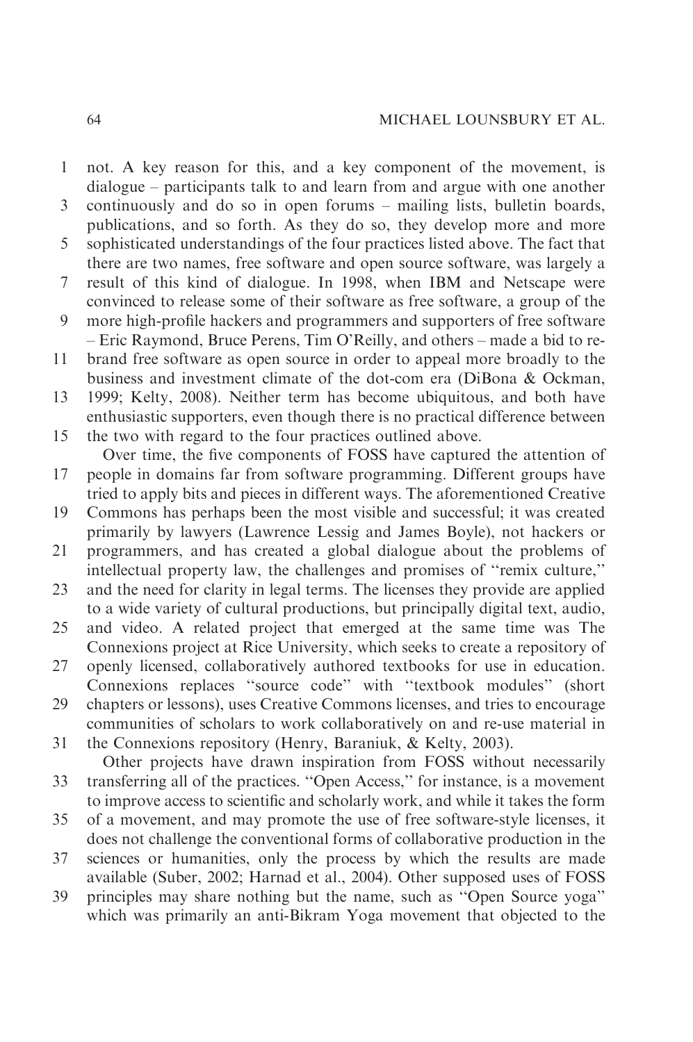not. A key reason for this, and a key component of the movement, is dialogue – participants talk to and learn from and argue with one another continuously and do so in open forums – mailing lists, bulletin boards, publications, and so forth. As they do so, they develop more and more sophisticated understandings of the four practices listed above. The fact that there are two names, free software and open source software, was largely a result of this kind of dialogue. In 1998, when IBM and Netscape were convinced to release some of their software as free software, a group of the more high-profile hackers and programmers and supporters of free software – Eric Raymond, Bruce Perens, Tim O'Reilly, and others – made a bid to re-brand free software as open source in order to appeal more broadly to the business and investment climate of the dot-com era (DiBona & Ockman, 1999; Kelty, 2008). Neither term has become ubiquitous, and both have enthusiastic supporters, even though there is no practical difference between the two with regard to the four practices outlined above.

Over time, the five components of FOSS have captured the attention of people in domains far from software programming. Different groups have tried to apply bits and pieces in different ways. The aforementioned Creative Commons has perhaps been the most visible and successful; it was created primarily by lawyers (Lawrence Lessig and James Boyle), not hackers or programmers, and has created a global dialogue about the problems of intellectual property law, the challenges and promises of "remix culture," and the need for clarity in legal terms. The licenses they provide are applied to a wide variety of cultural productions, but principally digital text, audio, and video. A related project that emerged at the same time was The Connexions project at Rice University, which seeks to create a repository of openly licensed, collaboratively authored textbooks for use in education. Connexions replaces "source code" with "textbook modules" (short chapters or lessons), uses Creative Commons licenses, and tries to encourage communities of scholars to work collaboratively on and re-use material in the Connexions repository (Henry, Baraniuk, & Kelty, 2003).

Other projects have drawn inspiration from FOSS without necessarily transferring all of the practices. "Open Access," for instance, is a movement to improve access to scientific and scholarly work, and while it takes the form of a movement, and may promote the use of free software-style licenses, it does not challenge the conventional forms of collaborative production in the sciences or humanities, only the process by which the results are made available (Suber, 2002; Harnad et al., 2004). Other supposed uses of FOSS principles may share nothing but the name, such as "Open Source yoga" which was primarily an anti-Bikram Yoga movement that objected to the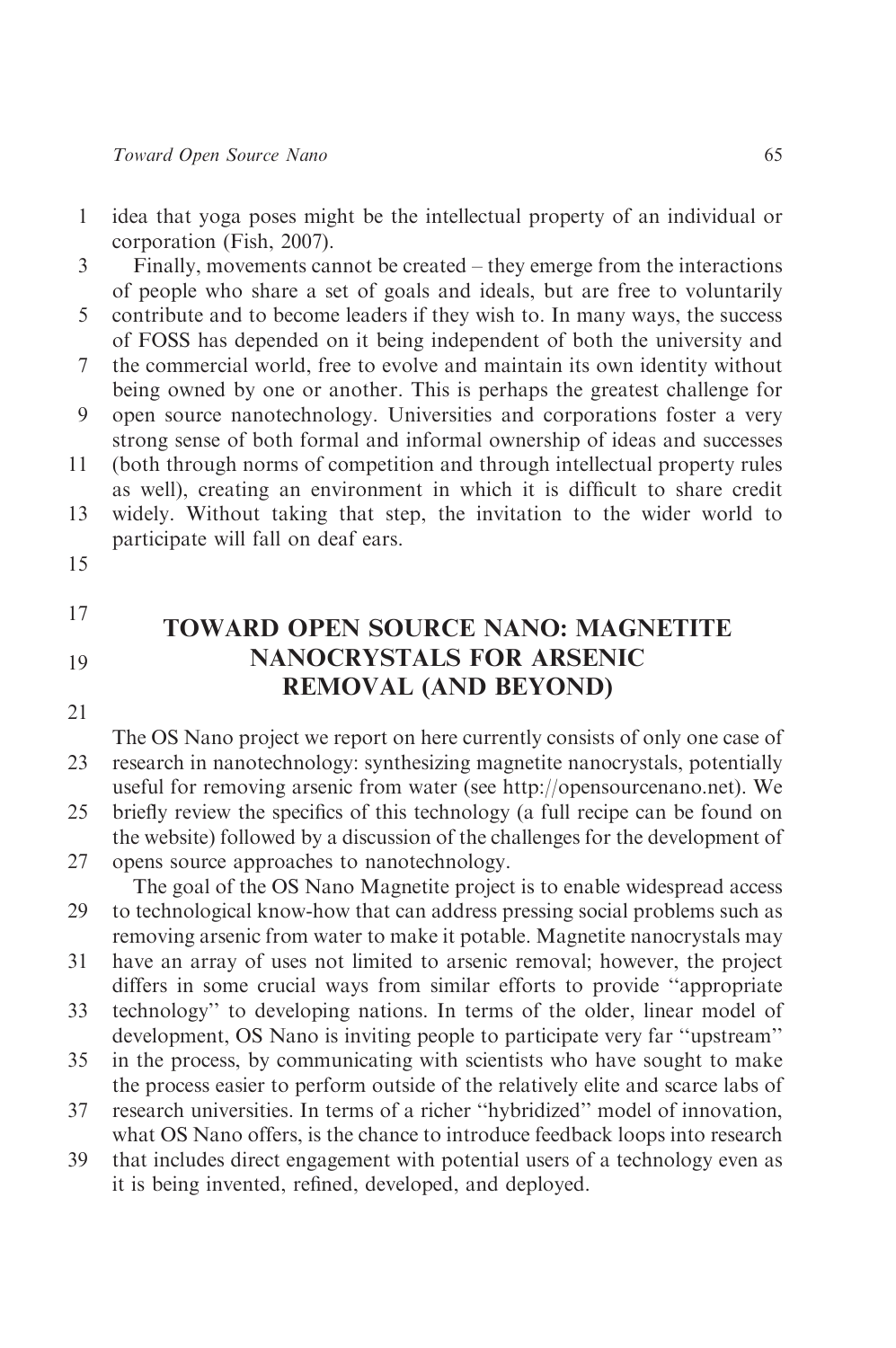idea that yoga poses might be the intellectual property of an individual or corporation (Fish, 2007).

Finally, movements cannot be created – they emerge from the interactions of people who share a set of goals and ideals, but are free to voluntarily contribute and to become leaders if they wish to. In many ways, the success of FOSS has depended on it being independent of both the university and the commercial world, free to evolve and maintain its own identity without being owned by one or another. This is perhaps the greatest challenge for open source nanotechnology. Universities and corporations foster a very strong sense of both formal and informal ownership of ideas and successes (both through norms of competition and through intellectual property rules as well), creating an environment in which it is difficult to share credit widely. Without taking that step, the invitation to the wider world to participate will fall on deaf ears.

## TOWARD OPEN SOURCE NANO: MAGNETITE NANOCRYSTALS FOR ARSENIC REMOVAL (AND BEYOND)

The OS Nano project we report on here currently consists of only one case of research in nanotechnology: synthesizing magnetite nanocrystals, potentially useful for removing arsenic from water (see http://opensourcenano.net). We briefly review the specifics of this technology (a full recipe can be found on the website) followed by a discussion of the challenges for the development of opens source approaches to nanotechnology.

The goal of the OS Nano Magnetite project is to enable widespread access to technological know-how that can address pressing social problems such as removing arsenic from water to make it potable. Magnetite nanocrystals may have an array of uses not limited to arsenic removal; however, the project differs in some crucial ways from similar efforts to provide ''appropriate technology'' to developing nations. In terms of the older, linear model of development, OS Nano is inviting people to participate very far ''upstream'' in the process, by communicating with scientists who have sought to make the process easier to perform outside of the relatively elite and scarce labs of research universities. In terms of a richer ''hybridized'' model of innovation, what OS Nano offers, is the chance to introduce feedback loops into research that includes direct engagement with potential users of a technology even as it is being invented, refined, developed, and deployed.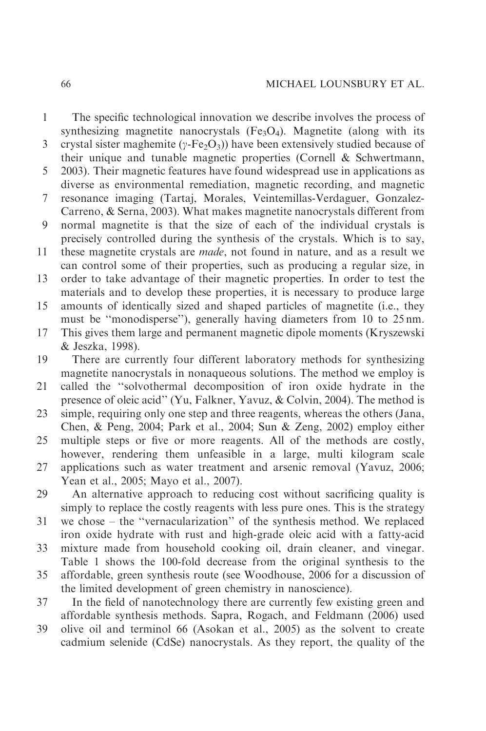The specific technological innovation we describe involves the process of synthesizing magnetite nanocrystals ($Fe_3O_4$). Magnetite (along with its crystal sister maghemite ($\gamma$-$Fe_2O_3$)) have been extensively studied because of their unique and tunable magnetic properties (Cornell & Schwertmann, 2003). Their magnetic features have found widespread use in applications as diverse as environmental remediation, magnetic recording, and magnetic resonance imaging (Tartaj, Morales, Veintemillas-Verdaguer, Gonzalez-Carreno, & Serna, 2003). What makes magnetite nanocrystals different from normal magnetite is that the size of each of the individual crystals is precisely controlled during the synthesis of the crystals. Which is to say, these magnetite crystals are *made*, not found in nature, and as a result we can control some of their properties, such as producing a regular size, in order to take advantage of their magnetic properties. In order to test the materials and to develop these properties, it is necessary to produce large amounts of identically sized and shaped particles of magnetite (i.e., they must be ''monodisperse''), generally having diameters from 10 to 25 nm. This gives them large and permanent magnetic dipole moments (Kryszewski & Jeszka, 1998).

There are currently four different laboratory methods for synthesizing magnetite nanocrystals in nonaqueous solutions. The method we employ is called the ''solvothermal decomposition of iron oxide hydrate in the presence of oleic acid'' (Yu, Falkner, Yavuz, & Colvin, 2004). The method is simple, requiring only one step and three reagents, whereas the others (Jana, Chen, & Peng, 2004; Park et al., 2004; Sun & Zeng, 2002) employ either multiple steps or five or more reagents. All of the methods are costly, however, rendering them unfeasible in a large, multi kilogram scale applications such as water treatment and arsenic removal (Yavuz, 2006; Yean et al., 2005; Mayo et al., 2007).

An alternative approach to reducing cost without sacrificing quality is simply to replace the costly reagents with less pure ones. This is the strategy we chose – the ''vernacularization'' of the synthesis method. We replaced iron oxide hydrate with rust and high-grade oleic acid with a fatty-acid mixture made from household cooking oil, drain cleaner, and vinegar. Table 1 shows the 100-fold decrease from the original synthesis to the affordable, green synthesis route (see Woodhouse, 2006 for a discussion of the limited development of green chemistry in nanoscience).

In the field of nanotechnology there are currently few existing green and affordable synthesis methods. Sapra, Rogach, and Feldmann (2006) used olive oil and terminol 66 (Asokan et al., 2005) as the solvent to create cadmium selenide (CdSe) nanocrystals. As they report, the quality of the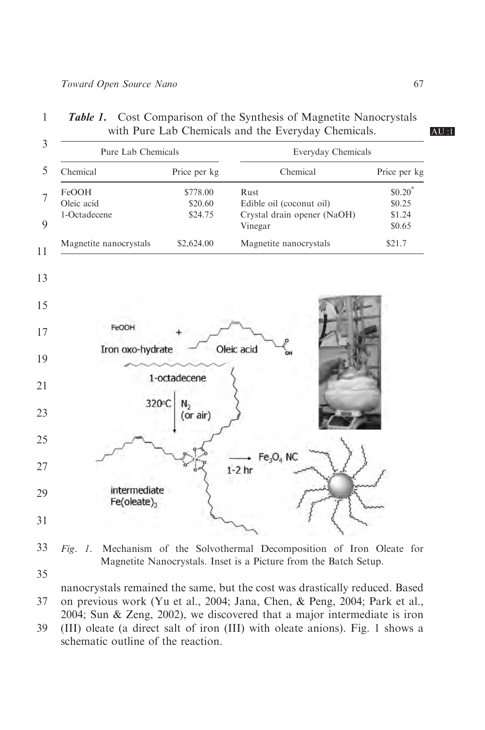*Table 1.* Cost Comparison of the Synthesis of Magnetite Nanocrystals with Pure Lab Chemicals and the Everyday Chemicals.

| Pure Lab Chemicals | | Everyday Chemicals | |
|---|---|---|---|
| Chemical | Price per kg | Chemical | Price per kg |
| FeOOH | \$778.00 | Rust | \$0.20* |
| Oleic acid | \$20.60 | Edible oil (coconut oil) | \$0.25 |
| 1-Octadecene | \$24.75 | Crystal drain opener (NaOH) | \$1.24 |
| | | Vinegar | \$0.65 |
| Magnetite nanocrystals | \$2,624.00 | Magnetite nanocrystals | \$21.7 |

*Fig. 1.* Mechanism of the Solvothermal Decomposition of Iron Oleate for Magnetite Nanocrystals. Inset is a Picture from the Batch Setup.

nanocrystals remained the same, but the cost was drastically reduced. Based on previous work (Yu et al., 2004; Jana, Chen, & Peng, 2004; Park et al., 2004; Sun & Zeng, 2002), we discovered that a major intermediate is iron (III) oleate (a direct salt of iron (III) with oleate anions). Fig. 1 shows a schematic outline of the reaction.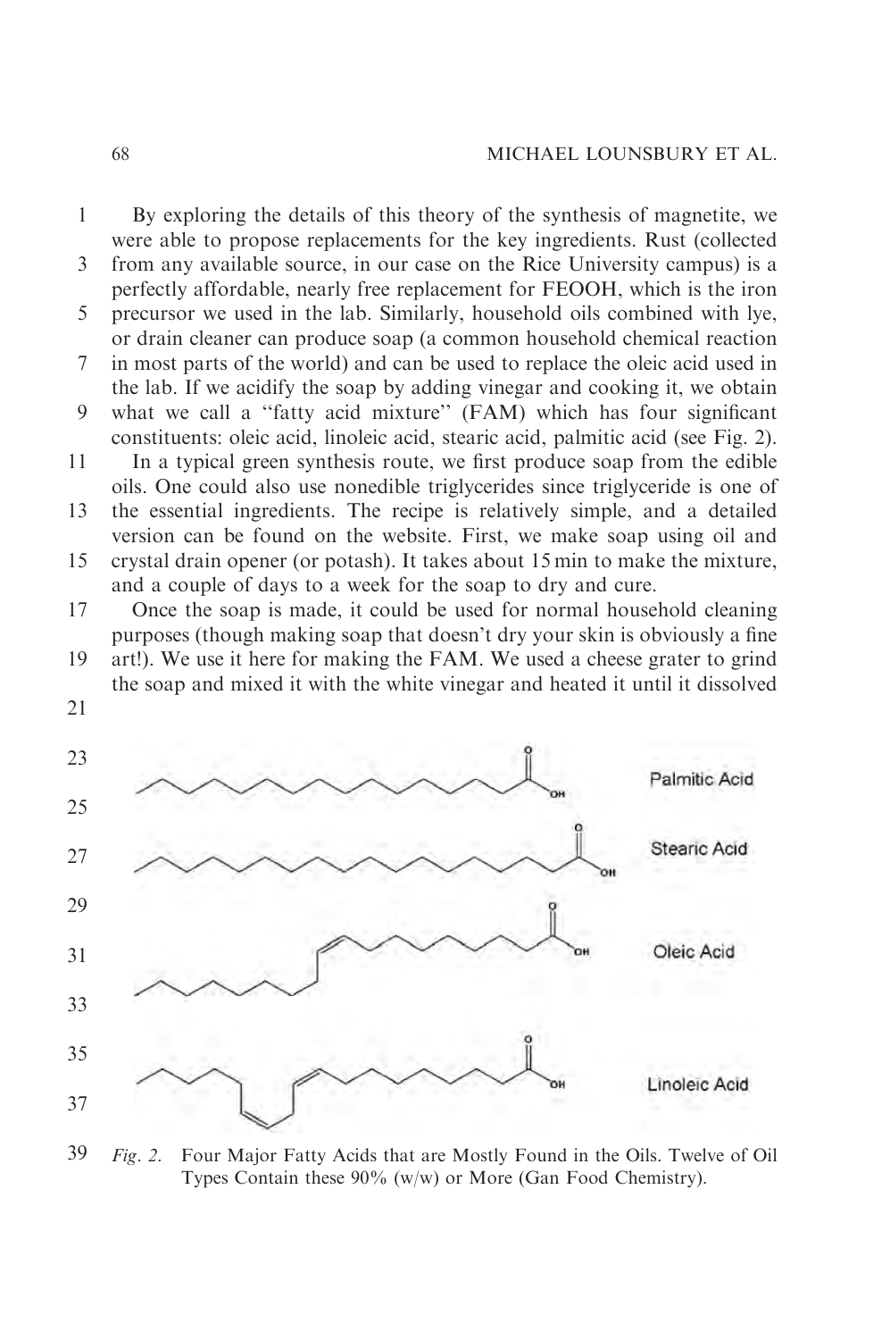By exploring the details of this theory of the synthesis of magnetite, we were able to propose replacements for the key ingredients. Rust (collected from any available source, in our case on the Rice University campus) is a perfectly affordable, nearly free replacement for FEOOH, which is the iron precursor we used in the lab. Similarly, household oils combined with lye, or drain cleaner can produce soap (a common household chemical reaction in most parts of the world) and can be used to replace the oleic acid used in the lab. If we acidify the soap by adding vinegar and cooking it, we obtain what we call a ''fatty acid mixture'' (FAM) which has four significant constituents: oleic acid, linoleic acid, stearic acid, palmitic acid (see Fig. 2).

In a typical green synthesis route, we first produce soap from the edible oils. One could also use nonedible triglycerides since triglyceride is one of the essential ingredients. The recipe is relatively simple, and a detailed version can be found on the website. First, we make soap using oil and crystal drain opener (or potash). It takes about 15 min to make the mixture, and a couple of days to a week for the soap to dry and cure.

Once the soap is made, it could be used for normal household cleaning purposes (though making soap that doesn't dry your skin is obviously a fine art!). We use it here for making the FAM. We used a cheese grater to grind the soap and mixed it with the white vinegar and heated it until it dissolved

Palmitic Acid

Stearic Acid

Oleic Acid

Linoleic Acid

*Fig. 2.* Four Major Fatty Acids that are Mostly Found in the Oils. Twelve of Oil Types Contain these 90% (w/w) or More (Gan Food Chemistry).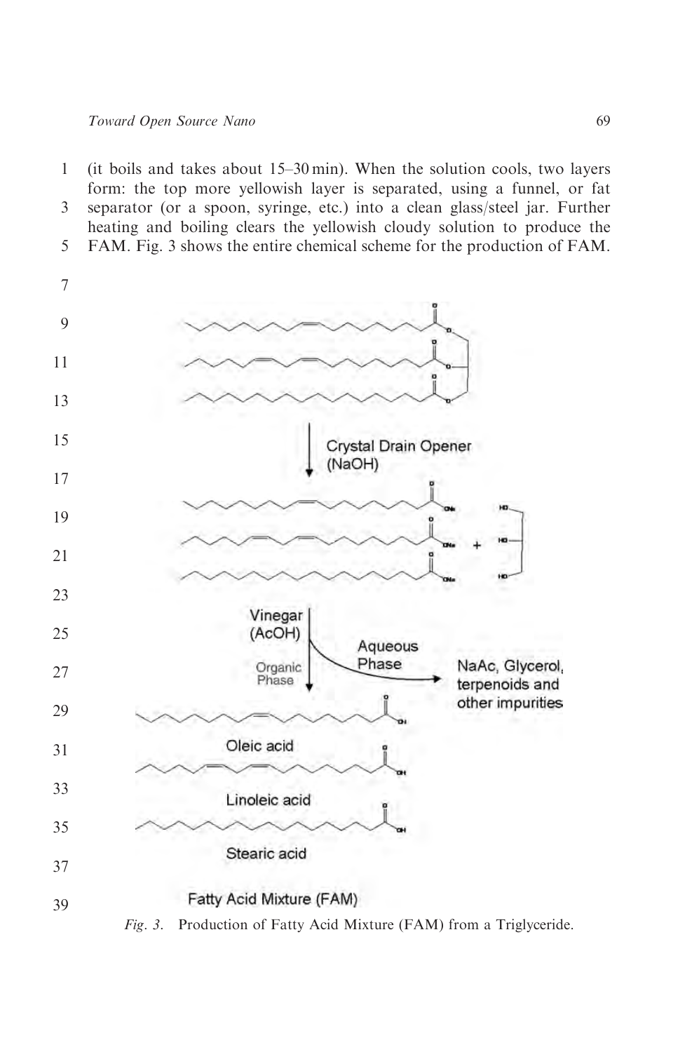(it boils and takes about 15–30 min). When the solution cools, two layers form: the top more yellowish layer is separated, using a funnel, or fat separator (or a spoon, syringe, etc.) into a clean glass/steel jar. Further heating and boiling clears the yellowish cloudy solution to produce the FAM. Fig. 3 shows the entire chemical scheme for the production of FAM.

Crystal Drain Opener (NaOH)

Vinegar (AcOH)

Organic Phase

Aqueous Phase

NaAc, Glycerol, terpenoids and other impurities

Oleic acid

Linoleic acid

Stearic acid

Fatty Acid Mixture (FAM)

*Fig. 3.* Production of Fatty Acid Mixture (FAM) from a Triglyceride.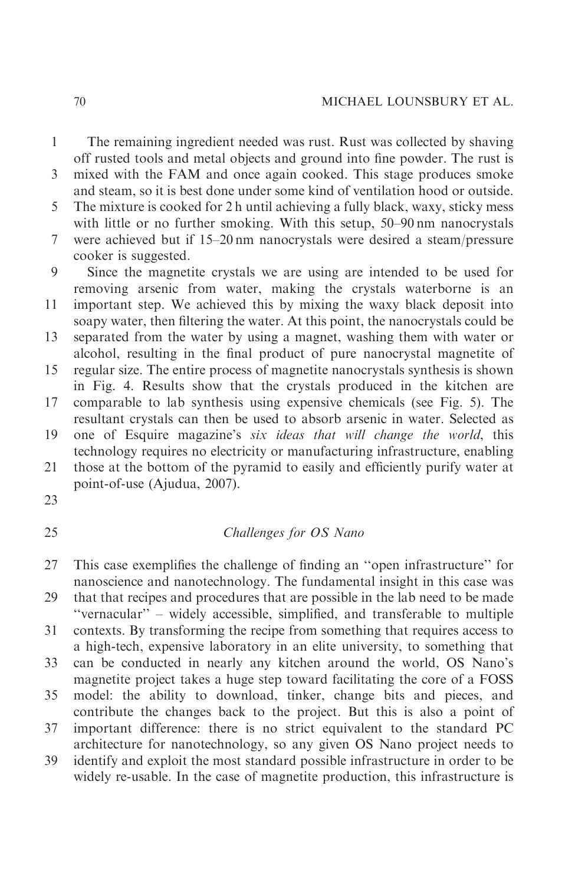The remaining ingredient needed was rust. Rust was collected by shaving off rusted tools and metal objects and ground into fine powder. The rust is mixed with the FAM and once again cooked. This stage produces smoke and steam, so it is best done under some kind of ventilation hood or outside. The mixture is cooked for 2 h until achieving a fully black, waxy, sticky mess with little or no further smoking. With this setup, 50–90 nm nanocrystals were achieved but if 15–20 nm nanocrystals were desired a steam/pressure cooker is suggested.

Since the magnetite crystals we are using are intended to be used for removing arsenic from water, making the crystals waterborne is an important step. We achieved this by mixing the waxy black deposit into soapy water, then filtering the water. At this point, the nanocrystals could be separated from the water by using a magnet, washing them with water or alcohol, resulting in the final product of pure nanocrystal magnetite of regular size. The entire process of magnetite nanocrystals synthesis is shown in Fig. 4. Results show that the crystals produced in the kitchen are comparable to lab synthesis using expensive chemicals (see Fig. 5). The resultant crystals can then be used to absorb arsenic in water. Selected as one of Esquire magazine's *six ideas that will change the world*, this technology requires no electricity or manufacturing infrastructure, enabling those at the bottom of the pyramid to easily and efficiently purify water at point-of-use (Ajudua, 2007).

## *Challenges for OS Nano*

This case exemplifies the challenge of finding an ''open infrastructure'' for nanoscience and nanotechnology. The fundamental insight in this case was that that recipes and procedures that are possible in the lab need to be made ''vernacular'' – widely accessible, simplified, and transferable to multiple contexts. By transforming the recipe from something that requires access to a high-tech, expensive laboratory in an elite university, to something that can be conducted in nearly any kitchen around the world, OS Nano's magnetite project takes a huge step toward facilitating the core of a FOSS model: the ability to download, tinker, change bits and pieces, and contribute the changes back to the project. But this is also a point of important difference: there is no strict equivalent to the standard PC architecture for nanotechnology, so any given OS Nano project needs to identify and exploit the most standard possible infrastructure in order to be widely re-usable. In the case of magnetite production, this infrastructure is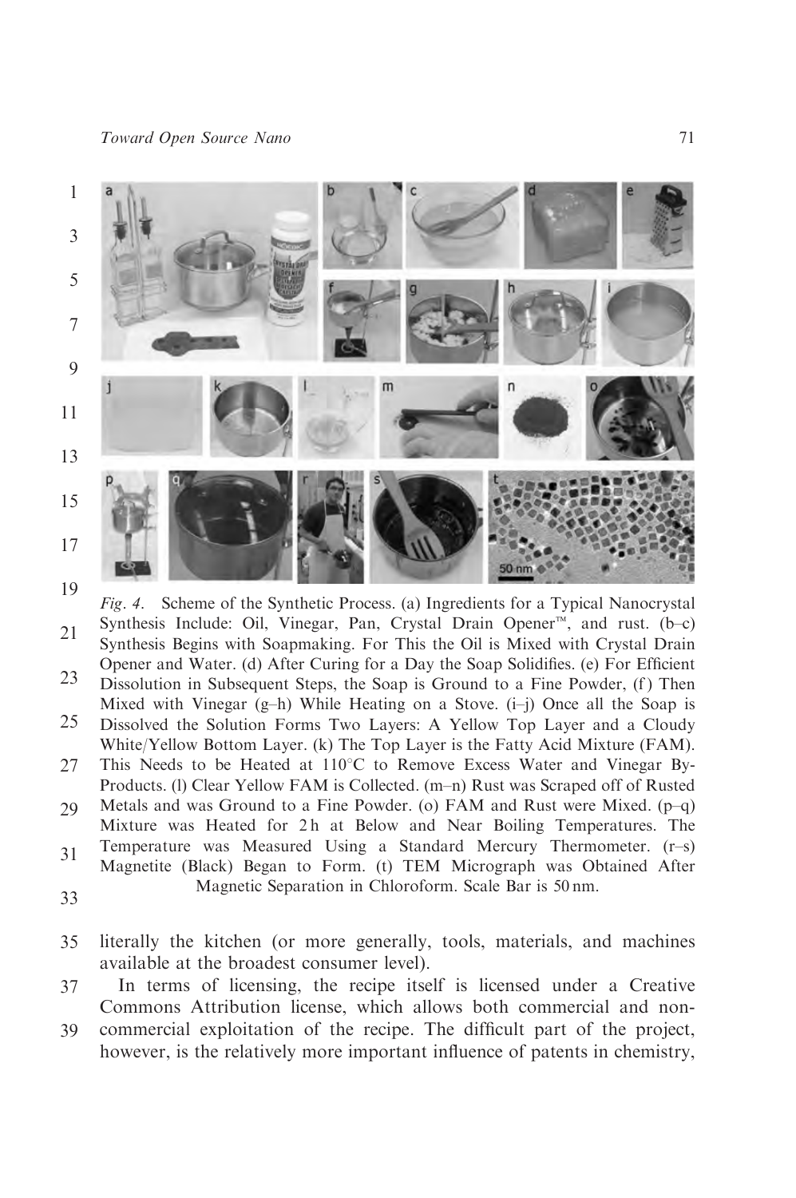*Fig. 4.* Scheme of the Synthetic Process. (a) Ingredients for a Typical Nanocrystal Synthesis Include: Oil, Vinegar, Pan, Crystal Drain Opener™, and rust. (b–c) Synthesis Begins with Soapmaking. For This the Oil is Mixed with Crystal Drain Opener and Water. (d) After Curing for a Day the Soap Solidifies. (e) For Efficient Dissolution in Subsequent Steps, the Soap is Ground to a Fine Powder, (f) Then Mixed with Vinegar (g–h) While Heating on a Stove. (i–j) Once all the Soap is Dissolved the Solution Forms Two Layers: A Yellow Top Layer and a Cloudy White/Yellow Bottom Layer. (k) The Top Layer is the Fatty Acid Mixture (FAM). This Needs to be Heated at 110°C to Remove Excess Water and Vinegar By-Products. (l) Clear Yellow FAM is Collected. (m–n) Rust was Scraped off of Rusted Metals and was Ground to a Fine Powder. (o) FAM and Rust were Mixed. (p–q) Mixture was Heated for 2 h at Below and Near Boiling Temperatures. The Temperature was Measured Using a Standard Mercury Thermometer. (r–s) Magnetite (Black) Began to Form. (t) TEM Micrograph was Obtained After Magnetic Separation in Chloroform. Scale Bar is 50 nm.

literally the kitchen (or more generally, tools, materials, and machines available at the broadest consumer level).

In terms of licensing, the recipe itself is licensed under a Creative Commons Attribution license, which allows both commercial and non-commercial exploitation of the recipe. The difficult part of the project, however, is the relatively more important influence of patents in chemistry,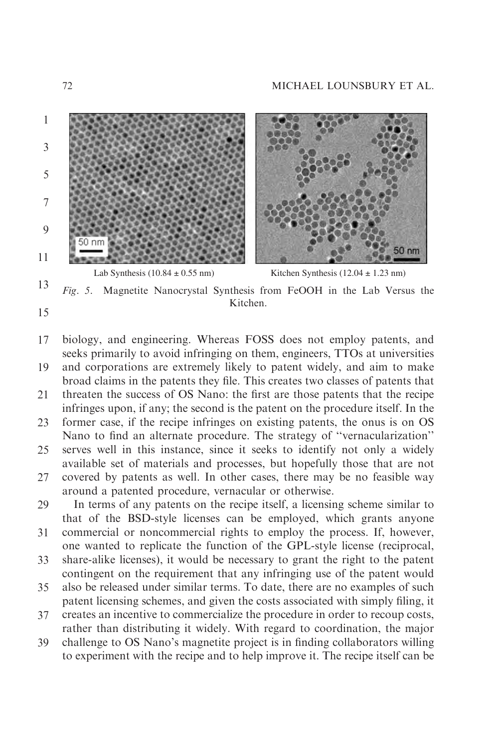Lab Synthesis (10.84 ± 0.55 nm) Kitchen Synthesis (12.04 ± 1.23 nm)

*Fig. 5.* Magnetite Nanocrystal Synthesis from FeOOH in the Lab Versus the Kitchen.

biology, and engineering. Whereas FOSS does not employ patents, and seeks primarily to avoid infringing on them, engineers, TTOs at universities and corporations are extremely likely to patent widely, and aim to make broad claims in the patents they file. This creates two classes of patents that threaten the success of OS Nano: the first are those patents that the recipe infringes upon, if any; the second is the patent on the procedure itself. In the former case, if the recipe infringes on existing patents, the onus is on OS Nano to find an alternate procedure. The strategy of ''vernacularization'' serves well in this instance, since it seeks to identify not only a widely available set of materials and processes, but hopefully those that are not covered by patents as well. In other cases, there may be no feasible way around a patented procedure, vernacular or otherwise.

In terms of any patents on the recipe itself, a licensing scheme similar to that of the BSD-style licenses can be employed, which grants anyone commercial or noncommercial rights to employ the process. If, however, one wanted to replicate the function of the GPL-style license (reciprocal, share-alike licenses), it would be necessary to grant the right to the patent contingent on the requirement that any infringing use of the patent would also be released under similar terms. To date, there are no examples of such patent licensing schemes, and given the costs associated with simply filing, it creates an incentive to commercialize the procedure in order to recoup costs, rather than distributing it widely. With regard to coordination, the major challenge to OS Nano's magnetite project is in finding collaborators willing to experiment with the recipe and to help improve it. The recipe itself can be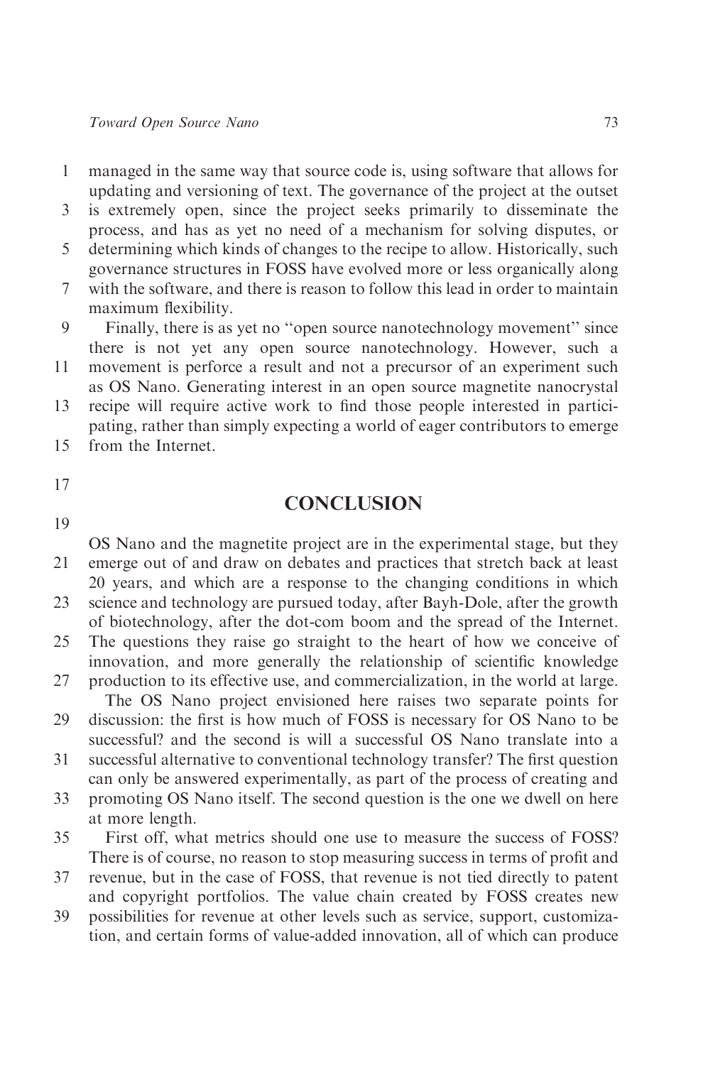managed in the same way that source code is, using software that allows for updating and versioning of text. The governance of the project at the outset is extremely open, since the project seeks primarily to disseminate the process, and has as yet no need of a mechanism for solving disputes, or determining which kinds of changes to the recipe to allow. Historically, such governance structures in FOSS have evolved more or less organically along with the software, and there is reason to follow this lead in order to maintain maximum flexibility.

Finally, there is as yet no ''open source nanotechnology movement'' since there is not yet any open source nanotechnology. However, such a movement is perforce a result and not a precursor of an experiment such as OS Nano. Generating interest in an open source magnetite nanocrystal recipe will require active work to find those people interested in participating, rather than simply expecting a world of eager contributors to emerge from the Internet.

## CONCLUSION

OS Nano and the magnetite project are in the experimental stage, but they emerge out of and draw on debates and practices that stretch back at least 20 years, and which are a response to the changing conditions in which science and technology are pursued today, after Bayh-Dole, after the growth of biotechnology, after the dot-com boom and the spread of the Internet. The questions they raise go straight to the heart of how we conceive of innovation, and more generally the relationship of scientific knowledge production to its effective use, and commercialization, in the world at large.

The OS Nano project envisioned here raises two separate points for discussion: the first is how much of FOSS is necessary for OS Nano to be successful? and the second is will a successful OS Nano translate into a successful alternative to conventional technology transfer? The first question can only be answered experimentally, as part of the process of creating and promoting OS Nano itself. The second question is the one we dwell on here at more length.

First off, what metrics should one use to measure the success of FOSS? There is of course, no reason to stop measuring success in terms of profit and revenue, but in the case of FOSS, that revenue is not tied directly to patent and copyright portfolios. The value chain created by FOSS creates new possibilities for revenue at other levels such as service, support, customization, and certain forms of value-added innovation, all of which can produce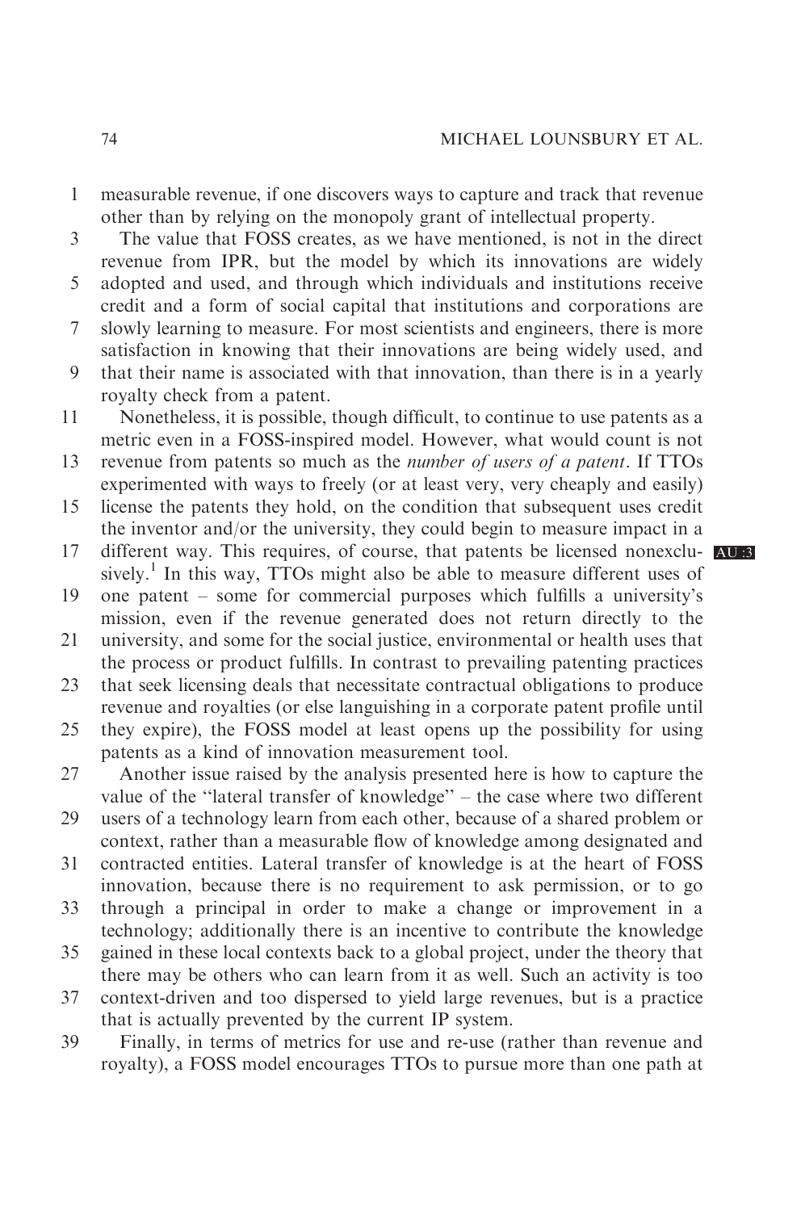measurable revenue, if one discovers ways to capture and track that revenue other than by relying on the monopoly grant of intellectual property.

The value that FOSS creates, as we have mentioned, is not in the direct revenue from IPR, but the model by which its innovations are widely adopted and used, and through which individuals and institutions receive credit and a form of social capital that institutions and corporations are slowly learning to measure. For most scientists and engineers, there is more satisfaction in knowing that their innovations are being widely used, and that their name is associated with that innovation, than there is in a yearly royalty check from a patent.

Nonetheless, it is possible, though difficult, to continue to use patents as a metric even in a FOSS-inspired model. However, what would count is not revenue from patents so much as the *number of users of a patent*. If TTOs experimented with ways to freely (or at least very, very cheaply and easily) license the patents they hold, on the condition that subsequent uses credit the inventor and/or the university, they could begin to measure impact in a different way. This requires, of course, that patents be licensed nonexclusively.[1] In this way, TTOs might also be able to measure different uses of one patent – some for commercial purposes which fulfills a university's mission, even if the revenue generated does not return directly to the university, and some for the social justice, environmental or health uses that the process or product fulfills. In contrast to prevailing patenting practices that seek licensing deals that necessitate contractual obligations to produce revenue and royalties (or else languishing in a corporate patent profile until they expire), the FOSS model at least opens up the possibility for using patents as a kind of innovation measurement tool.

Another issue raised by the analysis presented here is how to capture the value of the "lateral transfer of knowledge" – the case where two different users of a technology learn from each other, because of a shared problem or context, rather than a measurable flow of knowledge among designated and contracted entities. Lateral transfer of knowledge is at the heart of FOSS innovation, because there is no requirement to ask permission, or to go through a principal in order to make a change or improvement in a technology; additionally there is an incentive to contribute the knowledge gained in these local contexts back to a global project, under the theory that there may be others who can learn from it as well. Such an activity is too context-driven and too dispersed to yield large revenues, but is a practice that is actually prevented by the current IP system.

Finally, in terms of metrics for use and re-use (rather than revenue and royalty), a FOSS model encourages TTOs to pursue more than one path at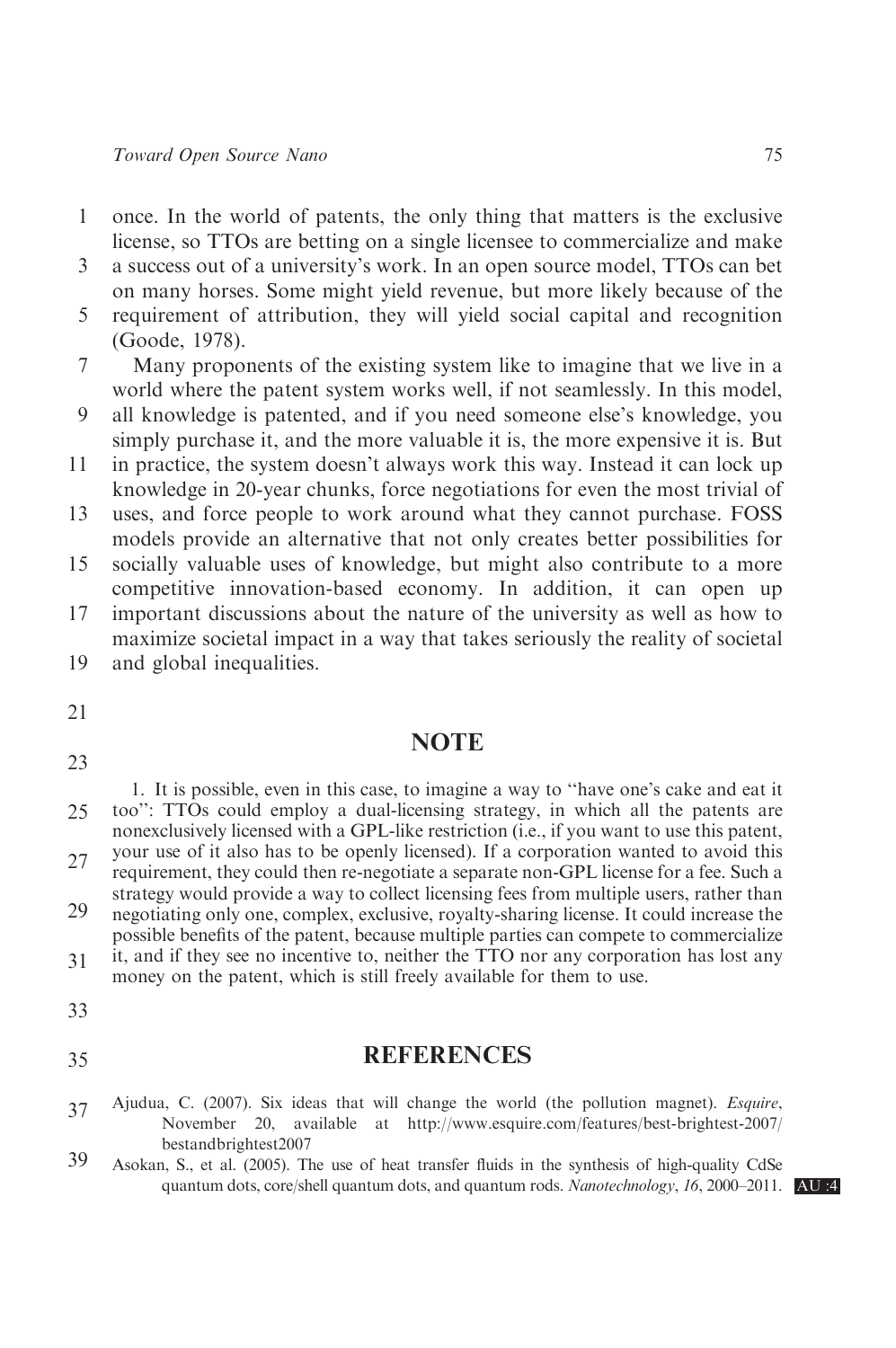once. In the world of patents, the only thing that matters is the exclusive license, so TTOs are betting on a single licensee to commercialize and make a success out of a university's work. In an open source model, TTOs can bet on many horses. Some might yield revenue, but more likely because of the requirement of attribution, they will yield social capital and recognition (Goode, 1978).

Many proponents of the existing system like to imagine that we live in a world where the patent system works well, if not seamlessly. In this model, all knowledge is patented, and if you need someone else's knowledge, you simply purchase it, and the more valuable it is, the more expensive it is. But in practice, the system doesn't always work this way. Instead it can lock up knowledge in 20-year chunks, force negotiations for even the most trivial of uses, and force people to work around what they cannot purchase. FOSS models provide an alternative that not only creates better possibilities for socially valuable uses of knowledge, but might also contribute to a more competitive innovation-based economy. In addition, it can open up important discussions about the nature of the university as well as how to maximize societal impact in a way that takes seriously the reality of societal and global inequalities.

## NOTE

1. It is possible, even in this case, to imagine a way to "have one's cake and eat it too": TTOs could employ a dual-licensing strategy, in which all the patents are nonexclusively licensed with a GPL-like restriction (i.e., if you want to use this patent, your use of it also has to be openly licensed). If a corporation wanted to avoid this requirement, they could then re-negotiate a separate non-GPL license for a fee. Such a strategy would provide a way to collect licensing fees from multiple users, rather than negotiating only one, complex, exclusive, royalty-sharing license. It could increase the possible benefits of the patent, because multiple parties can compete to commercialize it, and if they see no incentive to, neither the TTO nor any corporation has lost any money on the patent, which is still freely available for them to use.

## REFERENCES

Ajudua, C. (2007). Six ideas that will change the world (the pollution magnet). *Esquire*, November 20, available at http://www.esquire.com/features/best-brightest-2007/bestandbrightest2007

Asokan, S., et al. (2005). The use of heat transfer fluids in the synthesis of high-quality CdSe quantum dots, core/shell quantum dots, and quantum rods. *Nanotechnology*, *16*, 2000–2011.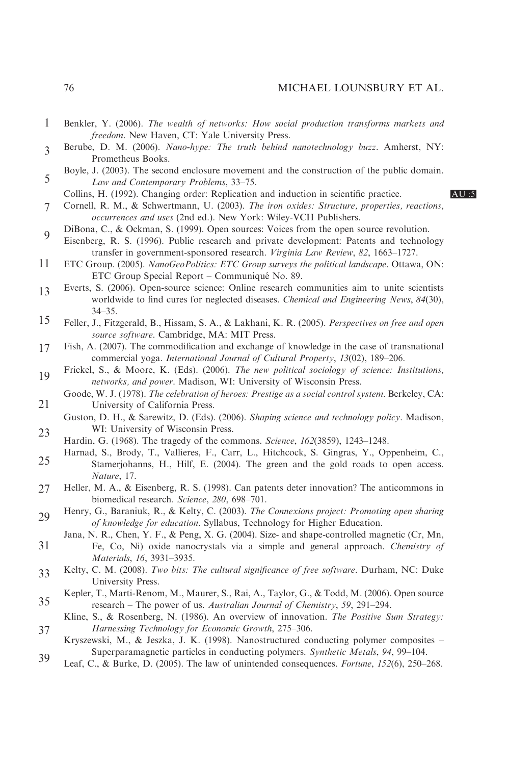Benkler, Y. (2006). *The wealth of networks: How social production transforms markets and freedom*. New Haven, CT: Yale University Press.

Berube, D. M. (2006). *Nano-hype: The truth behind nanotechnology buzz*. Amherst, NY: Prometheus Books.

Boyle, J. (2003). The second enclosure movement and the construction of the public domain. *Law and Contemporary Problems*, 33–75.

Collins, H. (1992). Changing order: Replication and induction in scientific practice.

Cornell, R. M., & Schwertmann, U. (2003). *The iron oxides: Structure, properties, reactions, occurrences and uses* (2nd ed.). New York: Wiley-VCH Publishers.

DiBona, C., & Ockman, S. (1999). Open sources: Voices from the open source revolution.

Eisenberg, R. S. (1996). Public research and private development: Patents and technology transfer in government-sponsored research. *Virginia Law Review*, *82*, 1663–1727.

ETC Group. (2005). *NanoGeoPolitics: ETC Group surveys the political landscape*. Ottawa, ON: ETC Group Special Report – Communiqué No. 89.

Everts, S. (2006). Open-source science: Online research communities aim to unite scientists worldwide to find cures for neglected diseases. *Chemical and Engineering News*, *84*(30), 34–35.

Feller, J., Fitzgerald, B., Hissam, S. A., & Lakhani, K. R. (2005). *Perspectives on free and open source software*. Cambridge, MA: MIT Press.

Fish, A. (2007). The commodification and exchange of knowledge in the case of transnational commercial yoga. *International Journal of Cultural Property*, *13*(02), 189–206.

Frickel, S., & Moore, K. (Eds). (2006). *The new political sociology of science: Institutions, networks, and power*. Madison, WI: University of Wisconsin Press.

Goode, W. J. (1978). *The celebration of heroes: Prestige as a social control system*. Berkeley, CA: University of California Press.

Guston, D. H., & Sarewitz, D. (Eds). (2006). *Shaping science and technology policy*. Madison, WI: University of Wisconsin Press.

Hardin, G. (1968). The tragedy of the commons. *Science*, *162*(3859), 1243–1248.

Harnad, S., Brody, T., Vallieres, F., Carr, L., Hitchcock, S. Gingras, Y., Oppenheim, C., Stamerjohanns, H., Hilf, E. (2004). The green and the gold roads to open access. *Nature*, 17.

Heller, M. A., & Eisenberg, R. S. (1998). Can patents deter innovation? The anticommons in biomedical research. *Science*, *280*, 698–701.

Henry, G., Baraniuk, R., & Kelty, C. (2003). *The Connexions project: Promoting open sharing of knowledge for education*. Syllabus, Technology for Higher Education.

Jana, N. R., Chen, Y. F., & Peng, X. G. (2004). Size- and shape-controlled magnetic (Cr, Mn, Fe, Co, Ni) oxide nanocrystals via a simple and general approach. *Chemistry of Materials*, *16*, 3931–3935.

Kelty, C. M. (2008). *Two bits: The cultural significance of free software*. Durham, NC: Duke University Press.

Kepler, T., Marti-Renom, M., Maurer, S., Rai, A., Taylor, G., & Todd, M. (2006). Open source research – The power of us. *Australian Journal of Chemistry*, *59*, 291–294.

Kline, S., & Rosenberg, N. (1986). An overview of innovation. *The Positive Sum Strategy: Harnessing Technology for Economic Growth*, 275–306.

Kryszewski, M., & Jeszka, J. K. (1998). Nanostructured conducting polymer composites – Superparamagnetic particles in conducting polymers. *Synthetic Metals*, *94*, 99–104.

Leaf, C., & Burke, D. (2005). The law of unintended consequences. *Fortune*, *152*(6), 250–268.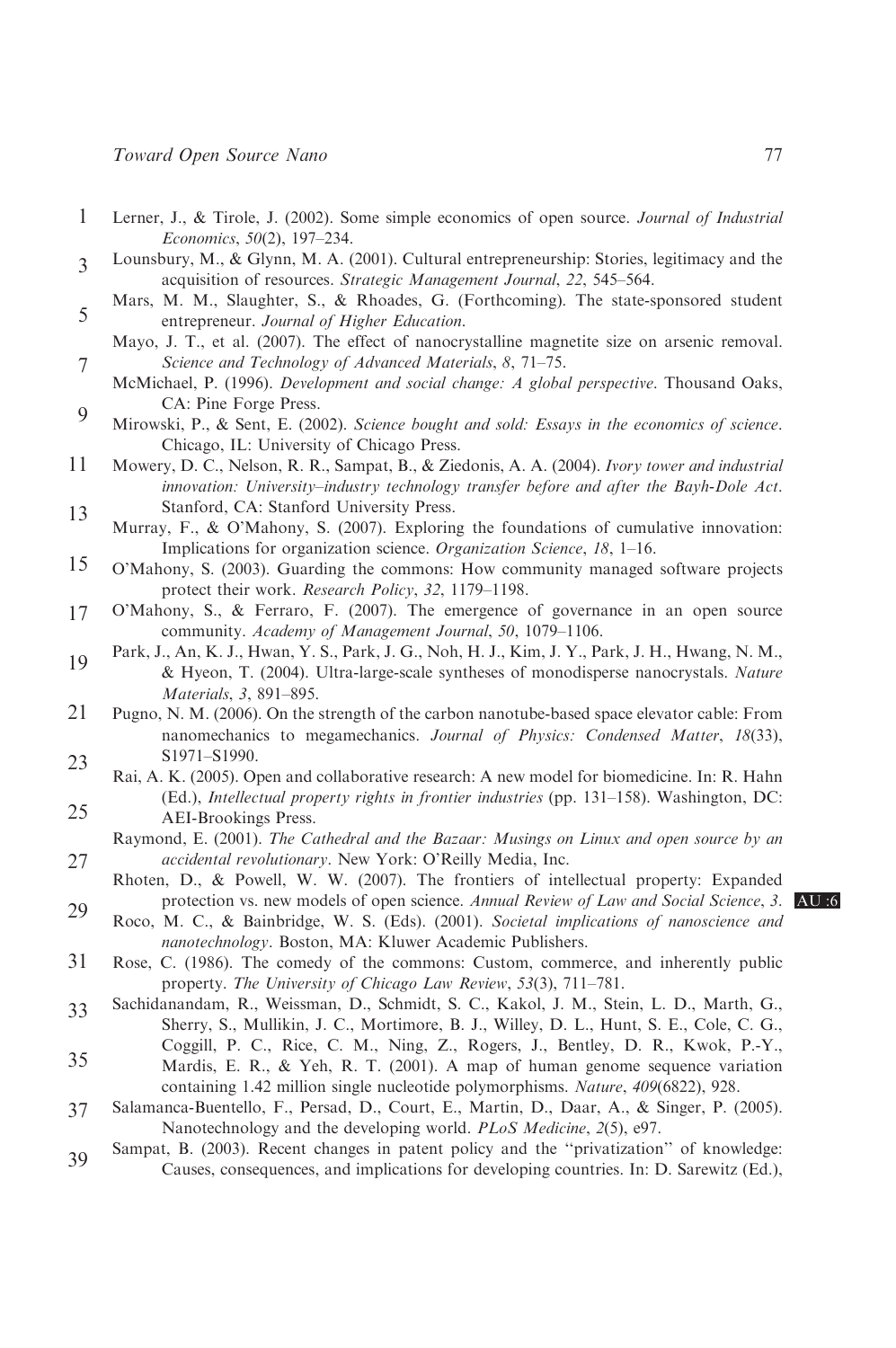Lerner, J., & Tirole, J. (2002). Some simple economics of open source. *Journal of Industrial Economics*, *50*(2), 197–234.

Lounsbury, M., & Glynn, M. A. (2001). Cultural entrepreneurship: Stories, legitimacy and the acquisition of resources. *Strategic Management Journal*, *22*, 545–564.

Mars, M. M., Slaughter, S., & Rhoades, G. (Forthcoming). The state-sponsored student entrepreneur. *Journal of Higher Education*.

Mayo, J. T., et al. (2007). The effect of nanocrystalline magnetite size on arsenic removal. *Science and Technology of Advanced Materials*, *8*, 71–75.

McMichael, P. (1996). *Development and social change: A global perspective*. Thousand Oaks, CA: Pine Forge Press.

Mirowski, P., & Sent, E. (2002). *Science bought and sold: Essays in the economics of science*. Chicago, IL: University of Chicago Press.

Mowery, D. C., Nelson, R. R., Sampat, B., & Ziedonis, A. A. (2004). *Ivory tower and industrial innovation: University–industry technology transfer before and after the Bayh-Dole Act*. Stanford, CA: Stanford University Press.

Murray, F., & O'Mahony, S. (2007). Exploring the foundations of cumulative innovation: Implications for organization science. *Organization Science*, *18*, 1–16.

O'Mahony, S. (2003). Guarding the commons: How community managed software projects protect their work. *Research Policy*, *32*, 1179–1198.

O'Mahony, S., & Ferraro, F. (2007). The emergence of governance in an open source community. *Academy of Management Journal*, *50*, 1079–1106.

Park, J., An, K. J., Hwan, Y. S., Park, J. G., Noh, H. J., Kim, J. Y., Park, J. H., Hwang, N. M., & Hyeon, T. (2004). Ultra-large-scale syntheses of monodisperse nanocrystals. *Nature Materials*, *3*, 891–895.

Pugno, N. M. (2006). On the strength of the carbon nanotube-based space elevator cable: From nanomechanics to megamechanics. *Journal of Physics: Condensed Matter*, *18*(33), S1971–S1990.

Rai, A. K. (2005). Open and collaborative research: A new model for biomedicine. In: R. Hahn (Ed.), *Intellectual property rights in frontier industries* (pp. 131–158). Washington, DC: AEI-Brookings Press.

Raymond, E. (2001). *The Cathedral and the Bazaar: Musings on Linux and open source by an accidental revolutionary*. New York: O'Reilly Media, Inc.

Rhoten, D., & Powell, W. W. (2007). The frontiers of intellectual property: Expanded protection vs. new models of open science. *Annual Review of Law and Social Science*, *3*. AU :6

Roco, M. C., & Bainbridge, W. S. (Eds). (2001). *Societal implications of nanoscience and nanotechnology*. Boston, MA: Kluwer Academic Publishers.

Rose, C. (1986). The comedy of the commons: Custom, commerce, and inherently public property. *The University of Chicago Law Review*, *53*(3), 711–781.

Sachidanandam, R., Weissman, D., Schmidt, S. C., Kakol, J. M., Stein, L. D., Marth, G., Sherry, S., Mullikin, J. C., Mortimore, B. J., Willey, D. L., Hunt, S. E., Cole, C. G., Coggill, P. C., Rice, C. M., Ning, Z., Rogers, J., Bentley, D. R., Kwok, P.-Y., Mardis, E. R., & Yeh, R. T. (2001). A map of human genome sequence variation containing 1.42 million single nucleotide polymorphisms. *Nature*, *409*(6822), 928.

Salamanca-Buentello, F., Persad, D., Court, E., Martin, D., Daar, A., & Singer, P. (2005). Nanotechnology and the developing world. *PLoS Medicine*, *2*(5), e97.

Sampat, B. (2003). Recent changes in patent policy and the "privatization" of knowledge: Causes, consequences, and implications for developing countries. In: D. Sarewitz (Ed.),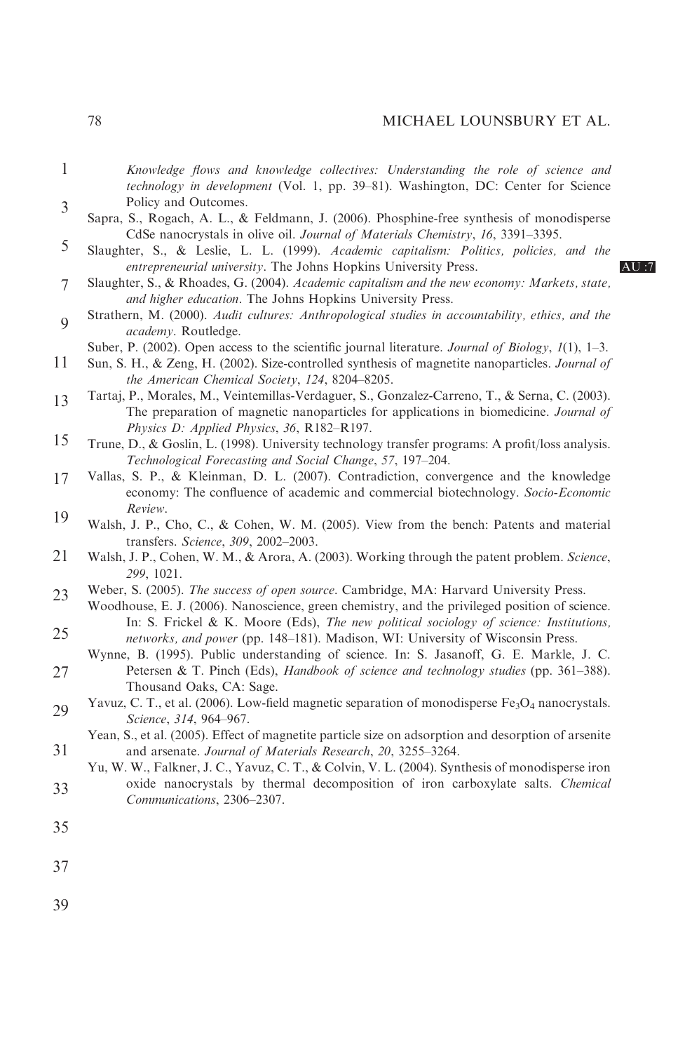*Knowledge flows and knowledge collectives: Understanding the role of science and technology in development* (Vol. 1, pp. 39–81). Washington, DC: Center for Science Policy and Outcomes.

Sapra, S., Rogach, A. L., & Feldmann, J. (2006). Phosphine-free synthesis of monodisperse CdSe nanocrystals in olive oil. *Journal of Materials Chemistry*, *16*, 3391–3395.

Slaughter, S., & Leslie, L. L. (1999). *Academic capitalism: Politics, policies, and the entrepreneurial university*. The Johns Hopkins University Press.

Slaughter, S., & Rhoades, G. (2004). *Academic capitalism and the new economy: Markets, state, and higher education*. The Johns Hopkins University Press.

Strathern, M. (2000). *Audit cultures: Anthropological studies in accountability, ethics, and the academy*. Routledge.

Suber, P. (2002). Open access to the scientific journal literature. *Journal of Biology*, *1*(1), 1–3.

Sun, S. H., & Zeng, H. (2002). Size-controlled synthesis of magnetite nanoparticles. *Journal of the American Chemical Society*, *124*, 8204–8205.

Tartaj, P., Morales, M., Veintemillas-Verdaguer, S., Gonzalez-Carreno, T., & Serna, C. (2003). The preparation of magnetic nanoparticles for applications in biomedicine. *Journal of Physics D: Applied Physics*, *36*, R182–R197.

Trune, D., & Goslin, L. (1998). University technology transfer programs: A profit/loss analysis. *Technological Forecasting and Social Change*, *57*, 197–204.

Vallas, S. P., & Kleinman, D. L. (2007). Contradiction, convergence and the knowledge economy: The confluence of academic and commercial biotechnology. *Socio-Economic Review*.

Walsh, J. P., Cho, C., & Cohen, W. M. (2005). View from the bench: Patents and material transfers. *Science*, *309*, 2002–2003.

Walsh, J. P., Cohen, W. M., & Arora, A. (2003). Working through the patent problem. *Science*, *299*, 1021.

Weber, S. (2005). *The success of open source*. Cambridge, MA: Harvard University Press.

Woodhouse, E. J. (2006). Nanoscience, green chemistry, and the privileged position of science. In: S. Frickel & K. Moore (Eds), *The new political sociology of science: Institutions, networks, and power* (pp. 148–181). Madison, WI: University of Wisconsin Press.

Wynne, B. (1995). Public understanding of science. In: S. Jasanoff, G. E. Markle, J. C. Petersen & T. Pinch (Eds), *Handbook of science and technology studies* (pp. 361–388). Thousand Oaks, CA: Sage.

Yavuz, C. T., et al. (2006). Low-field magnetic separation of monodisperse $Fe_3O_4$ nanocrystals. *Science*, *314*, 964–967.

Yean, S., et al. (2005). Effect of magnetite particle size on adsorption and desorption of arsenite and arsenate. *Journal of Materials Research*, *20*, 3255–3264.

Yu, W. W., Falkner, J. C., Yavuz, C. T., & Colvin, V. L. (2004). Synthesis of monodisperse iron oxide nanocrystals by thermal decomposition of iron carboxylate salts. *Chemical Communications*, 2306–2307.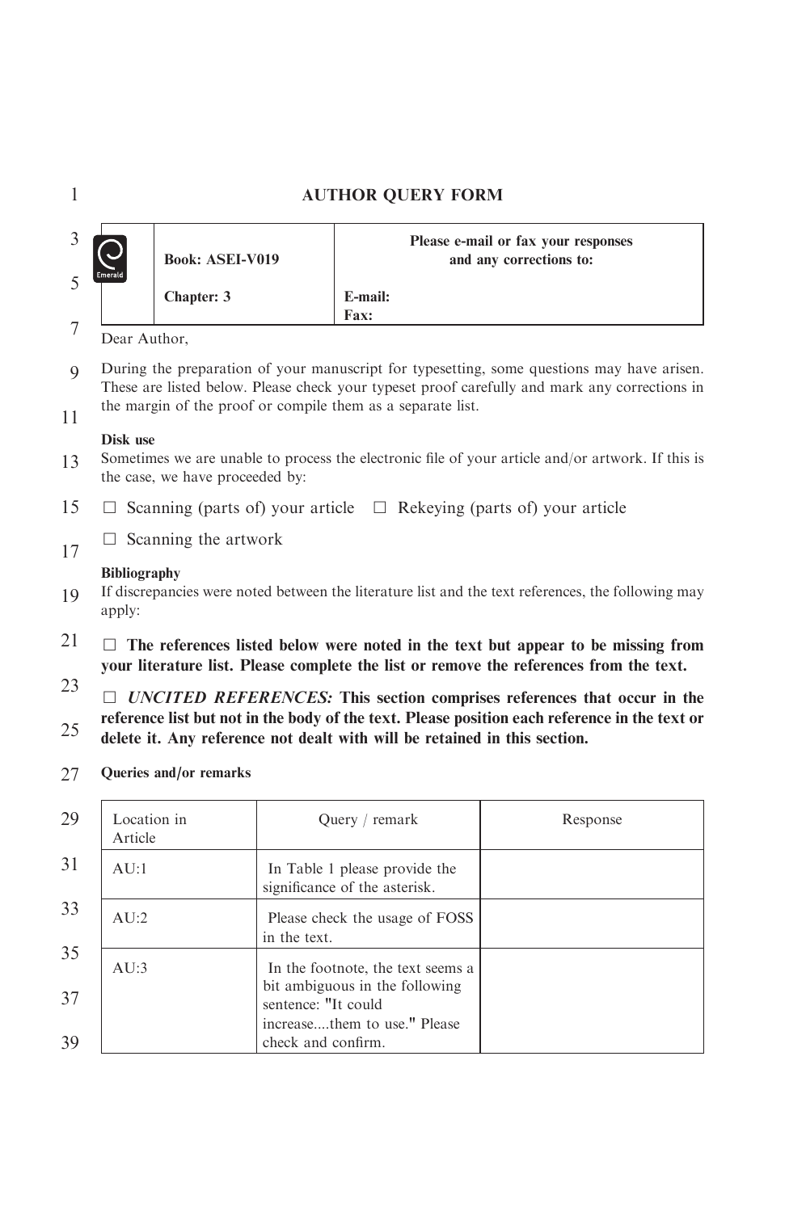# AUTHOR QUERY FORM

| Book: ASEI-V019 | Please e-mail or fax your responses and any corrections to: |
| --- | --- |
| Chapter: 3 | E-mail:<br>Fax: |

Dear Author,

During the preparation of your manuscript for typesetting, some questions may have arisen. These are listed below. Please check your typeset proof carefully and mark any corrections in the margin of the proof or compile them as a separate list.

**Disk use**

Sometimes we are unable to process the electronic file of your article and/or artwork. If this is the case, we have proceeded by:

☐ Scanning (parts of) your article ☐ Rekeying (parts of) your article

☐ Scanning the artwork

**Bibliography**

If discrepancies were noted between the literature list and the text references, the following may apply:

☐ **The references listed below were noted in the text but appear to be missing from your literature list. Please complete the list or remove the references from the text.**

☐ ***UNCITED REFERENCES:*** **This section comprises references that occur in the reference list but not in the body of the text. Please position each reference in the text or delete it. Any reference not dealt with will be retained in this section.**

**Queries and/or remarks**

| Location in Article | Query / remark | Response |
| --- | --- | --- |
| AU:1 | In Table 1 please provide the significance of the asterisk. | |
| AU:2 | Please check the usage of FOSS in the text. | |
| AU:3 | In the footnote, the text seems a bit ambiguous in the following sentence: "It could increase....them to use." Please check and confirm. | |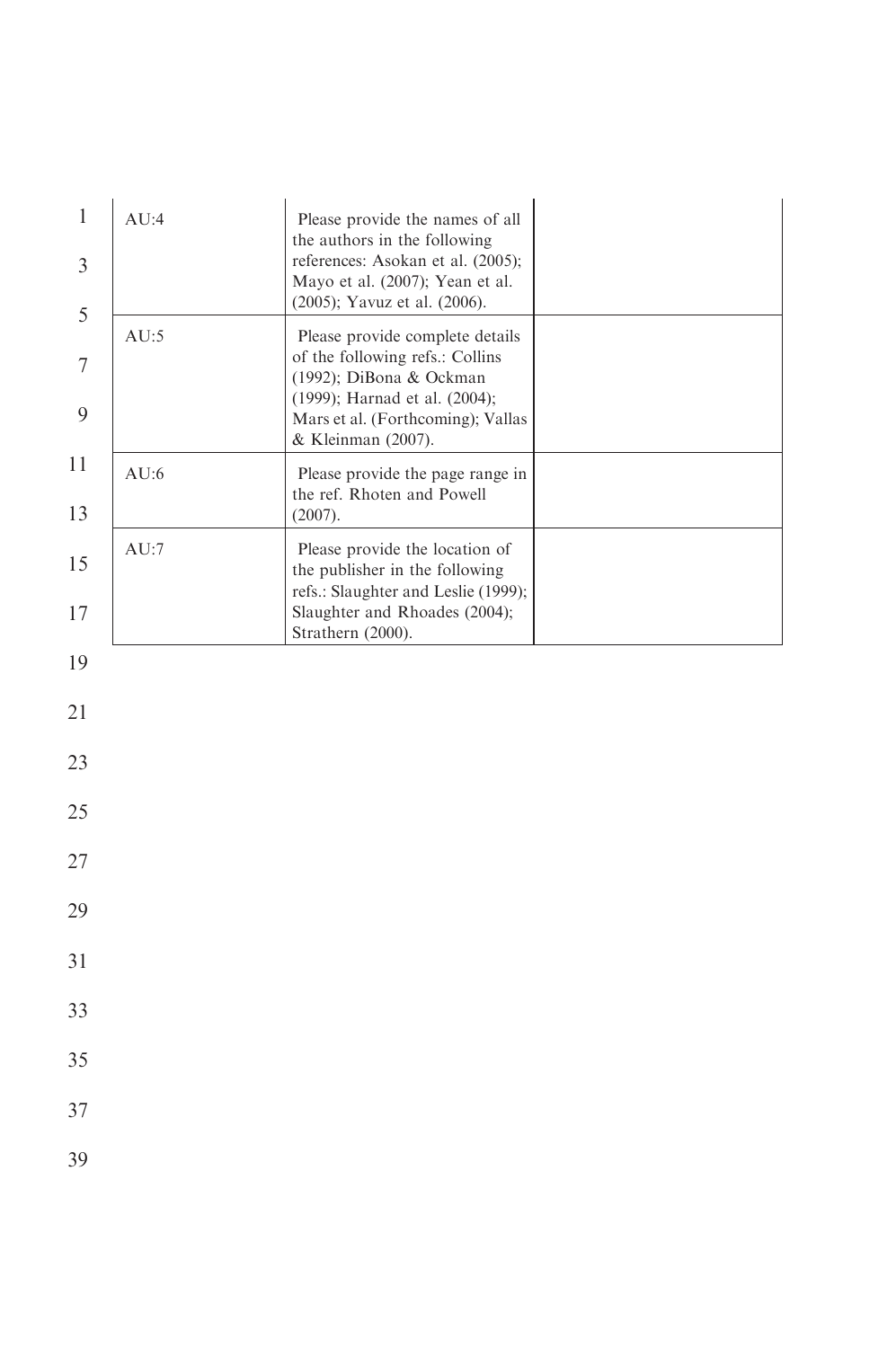| | | |
|---|---|---|
| AU:4 | Please provide the names of all the authors in the following references: Asokan et al. (2005); Mayo et al. (2007); Yean et al. (2005); Yavuz et al. (2006). | |
| AU:5 | Please provide complete details of the following refs.: Collins (1992); DiBona & Ockman (1999); Harnad et al. (2004); Mars et al. (Forthcoming); Vallas & Kleinman (2007). | |
| AU:6 | Please provide the page range in the ref. Rhoten and Powell (2007). | |
| AU:7 | Please provide the location of the publisher in the following refs.: Slaughter and Leslie (1999); Slaughter and Rhoades (2004); Strathern (2000). | |